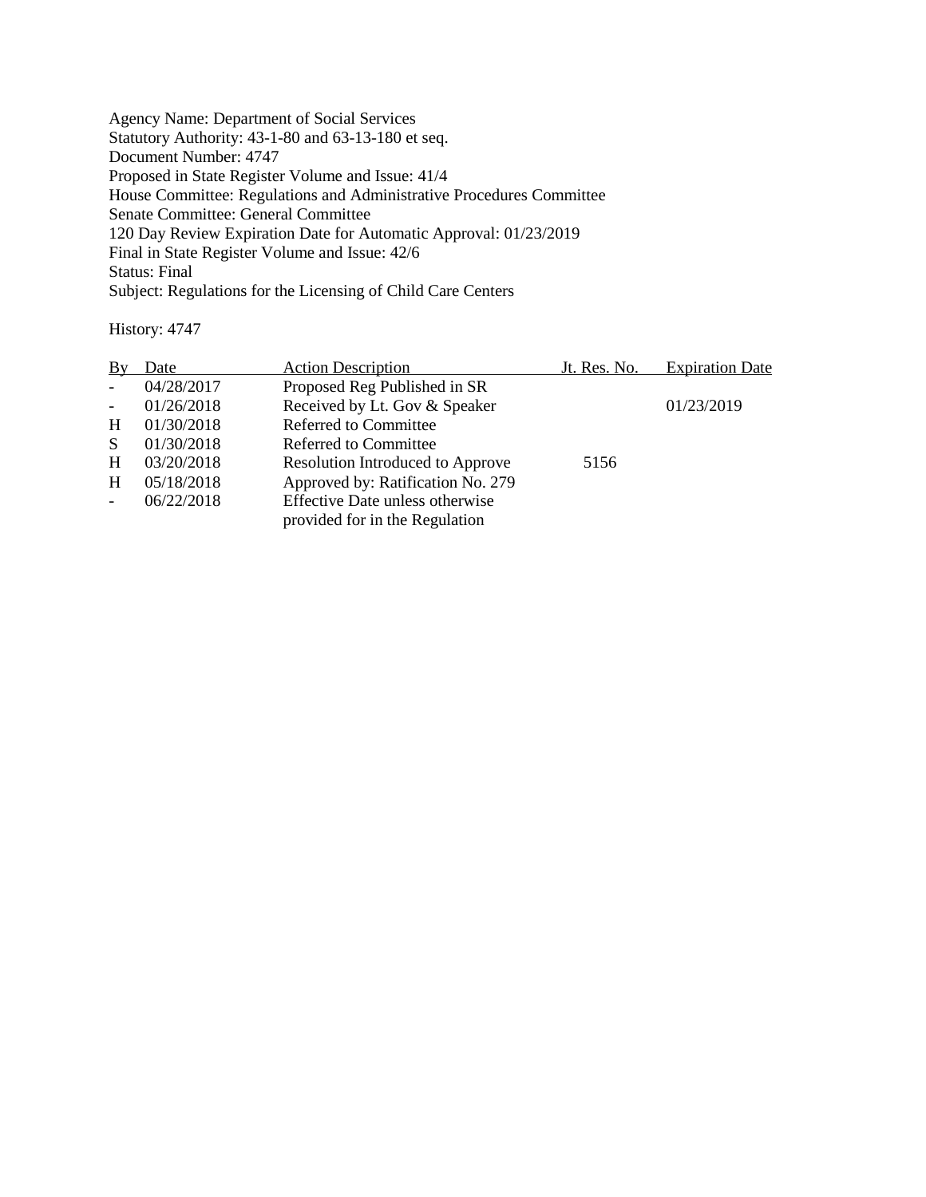Agency Name: Department of Social Services
Statutory Authority: 43-1-80 and 63-13-180 et seq.
Document Number: 4747
Proposed in State Register Volume and Issue: 41/4
House Committee: Regulations and Administrative Procedures Committee
Senate Committee: General Committee
120 Day Review Expiration Date for Automatic Approval: 01/23/2019
Final in State Register Volume and Issue: 42/6
Status: Final
Subject: Regulations for the Licensing of Child Care Centers

History: 4747

| By | Date | Action Description | Jt. Res. No. | Expiration Date |
|---|---|---|---|---|
| - | 04/28/2017 | Proposed Reg Published in SR | | |
| - | 01/26/2018 | Received by Lt. Gov & Speaker | | 01/23/2019 |
| H | 01/30/2018 | Referred to Committee | | |
| S | 01/30/2018 | Referred to Committee | | |
| H | 03/20/2018 | Resolution Introduced to Approve | 5156 | |
| H | 05/18/2018 | Approved by: Ratification No. 279 | | |
| - | 06/22/2018 | Effective Date unless otherwise provided for in the Regulation | | |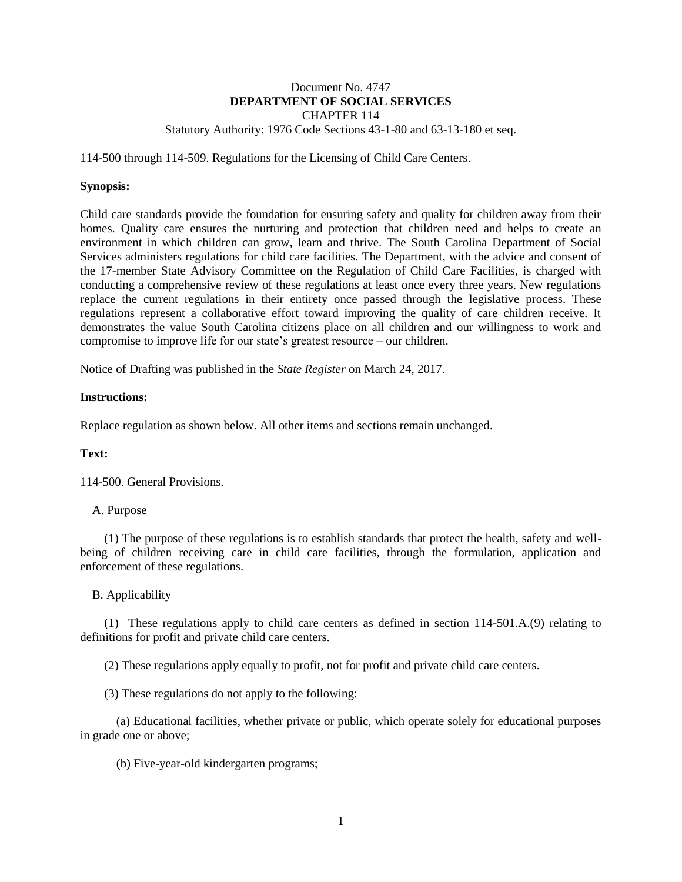Document No. 4747

**DEPARTMENT OF SOCIAL SERVICES**

CHAPTER 114

Statutory Authority: 1976 Code Sections 43-1-80 and 63-13-180 et seq.

114-500 through 114-509. Regulations for the Licensing of Child Care Centers.

**Synopsis:**

Child care standards provide the foundation for ensuring safety and quality for children away from their homes. Quality care ensures the nurturing and protection that children need and helps to create an environment in which children can grow, learn and thrive. The South Carolina Department of Social Services administers regulations for child care facilities. The Department, with the advice and consent of the 17-member State Advisory Committee on the Regulation of Child Care Facilities, is charged with conducting a comprehensive review of these regulations at least once every three years. New regulations replace the current regulations in their entirety once passed through the legislative process. These regulations represent a collaborative effort toward improving the quality of care children receive. It demonstrates the value South Carolina citizens place on all children and our willingness to work and compromise to improve life for our state's greatest resource – our children.

Notice of Drafting was published in the *State Register* on March 24, 2017.

**Instructions:**

Replace regulation as shown below. All other items and sections remain unchanged.

**Text:**

114-500. General Provisions.

A. Purpose

(1) The purpose of these regulations is to establish standards that protect the health, safety and well-being of children receiving care in child care facilities, through the formulation, application and enforcement of these regulations.

B. Applicability

(1) These regulations apply to child care centers as defined in section 114-501.A.(9) relating to definitions for profit and private child care centers.

(2) These regulations apply equally to profit, not for profit and private child care centers.

(3) These regulations do not apply to the following:

(a) Educational facilities, whether private or public, which operate solely for educational purposes in grade one or above;

(b) Five-year-old kindergarten programs;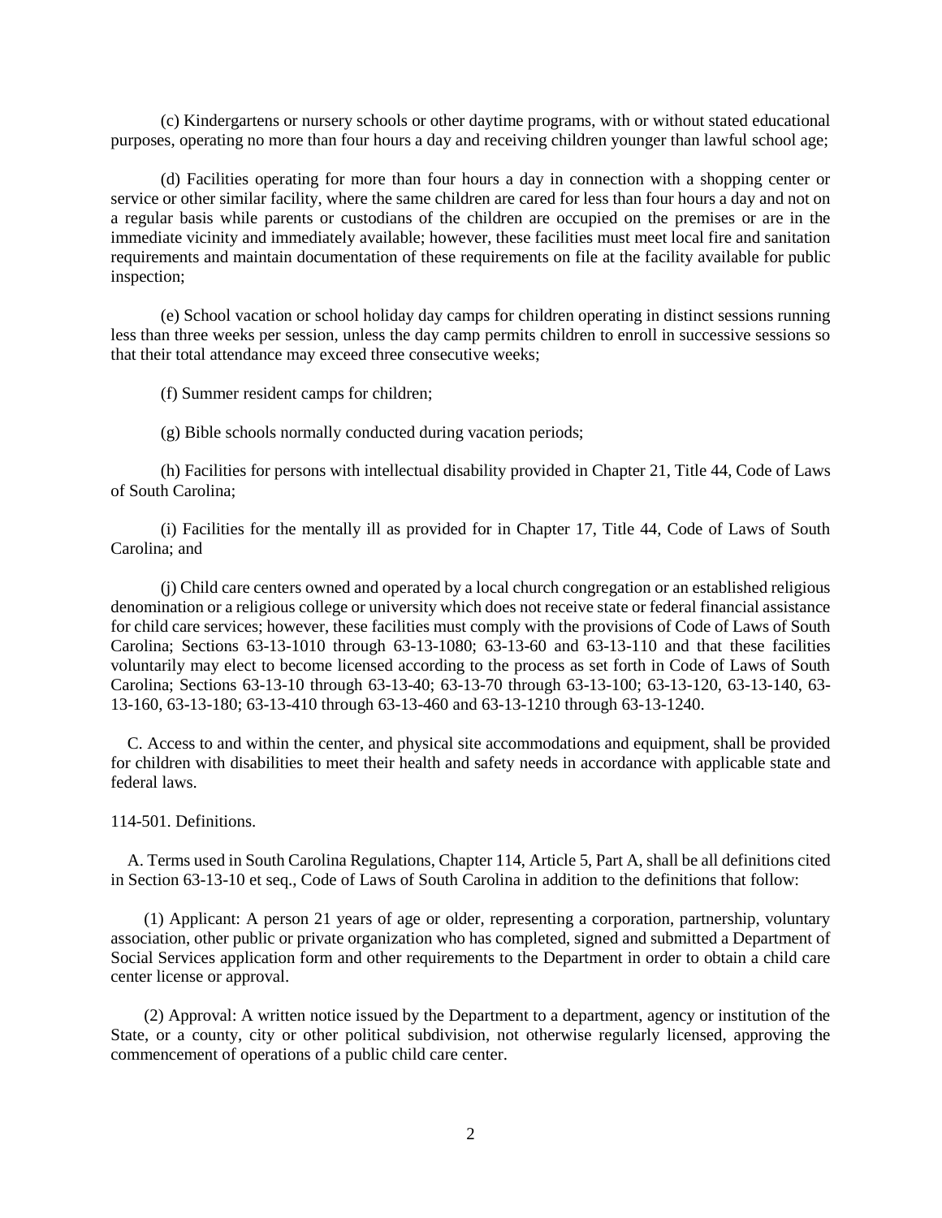(c) Kindergartens or nursery schools or other daytime programs, with or without stated educational purposes, operating no more than four hours a day and receiving children younger than lawful school age;

(d) Facilities operating for more than four hours a day in connection with a shopping center or service or other similar facility, where the same children are cared for less than four hours a day and not on a regular basis while parents or custodians of the children are occupied on the premises or are in the immediate vicinity and immediately available; however, these facilities must meet local fire and sanitation requirements and maintain documentation of these requirements on file at the facility available for public inspection;

(e) School vacation or school holiday day camps for children operating in distinct sessions running less than three weeks per session, unless the day camp permits children to enroll in successive sessions so that their total attendance may exceed three consecutive weeks;

(f) Summer resident camps for children;

(g) Bible schools normally conducted during vacation periods;

(h) Facilities for persons with intellectual disability provided in Chapter 21, Title 44, Code of Laws of South Carolina;

(i) Facilities for the mentally ill as provided for in Chapter 17, Title 44, Code of Laws of South Carolina; and

(j) Child care centers owned and operated by a local church congregation or an established religious denomination or a religious college or university which does not receive state or federal financial assistance for child care services; however, these facilities must comply with the provisions of Code of Laws of South Carolina; Sections 63-13-1010 through 63-13-1080; 63-13-60 and 63-13-110 and that these facilities voluntarily may elect to become licensed according to the process as set forth in Code of Laws of South Carolina; Sections 63-13-10 through 63-13-40; 63-13-70 through 63-13-100; 63-13-120, 63-13-140, 63-13-160, 63-13-180; 63-13-410 through 63-13-460 and 63-13-1210 through 63-13-1240.

C. Access to and within the center, and physical site accommodations and equipment, shall be provided for children with disabilities to meet their health and safety needs in accordance with applicable state and federal laws.

114-501. Definitions.

A. Terms used in South Carolina Regulations, Chapter 114, Article 5, Part A, shall be all definitions cited in Section 63-13-10 et seq., Code of Laws of South Carolina in addition to the definitions that follow:

(1) Applicant: A person 21 years of age or older, representing a corporation, partnership, voluntary association, other public or private organization who has completed, signed and submitted a Department of Social Services application form and other requirements to the Department in order to obtain a child care center license or approval.

(2) Approval: A written notice issued by the Department to a department, agency or institution of the State, or a county, city or other political subdivision, not otherwise regularly licensed, approving the commencement of operations of a public child care center.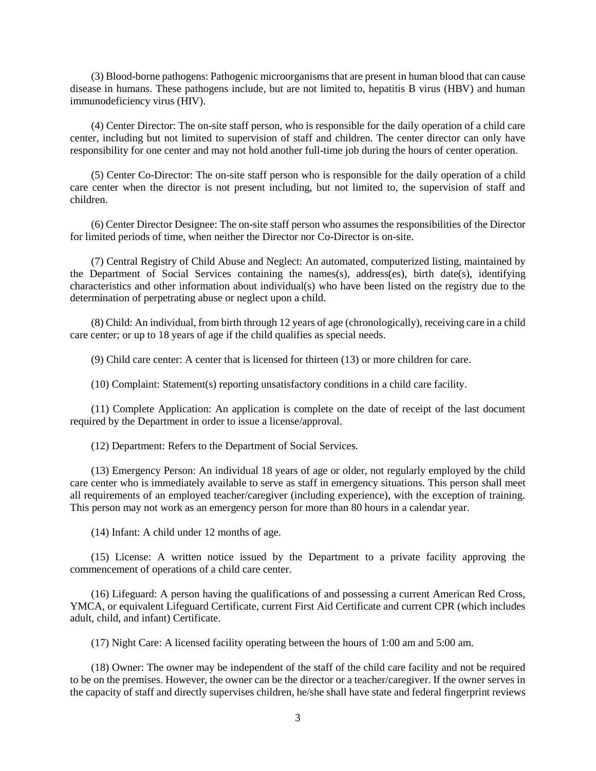(3) Blood-borne pathogens: Pathogenic microorganisms that are present in human blood that can cause disease in humans. These pathogens include, but are not limited to, hepatitis B virus (HBV) and human immunodeficiency virus (HIV).

(4) Center Director: The on-site staff person, who is responsible for the daily operation of a child care center, including but not limited to supervision of staff and children. The center director can only have responsibility for one center and may not hold another full-time job during the hours of center operation.

(5) Center Co-Director: The on-site staff person who is responsible for the daily operation of a child care center when the director is not present including, but not limited to, the supervision of staff and children.

(6) Center Director Designee: The on-site staff person who assumes the responsibilities of the Director for limited periods of time, when neither the Director nor Co-Director is on-site.

(7) Central Registry of Child Abuse and Neglect: An automated, computerized listing, maintained by the Department of Social Services containing the names(s), address(es), birth date(s), identifying characteristics and other information about individual(s) who have been listed on the registry due to the determination of perpetrating abuse or neglect upon a child.

(8) Child: An individual, from birth through 12 years of age (chronologically), receiving care in a child care center; or up to 18 years of age if the child qualifies as special needs.

(9) Child care center: A center that is licensed for thirteen (13) or more children for care.

(10) Complaint: Statement(s) reporting unsatisfactory conditions in a child care facility.

(11) Complete Application: An application is complete on the date of receipt of the last document required by the Department in order to issue a license/approval.

(12) Department: Refers to the Department of Social Services.

(13) Emergency Person: An individual 18 years of age or older, not regularly employed by the child care center who is immediately available to serve as staff in emergency situations. This person shall meet all requirements of an employed teacher/caregiver (including experience), with the exception of training. This person may not work as an emergency person for more than 80 hours in a calendar year.

(14) Infant: A child under 12 months of age.

(15) License: A written notice issued by the Department to a private facility approving the commencement of operations of a child care center.

(16) Lifeguard: A person having the qualifications of and possessing a current American Red Cross, YMCA, or equivalent Lifeguard Certificate, current First Aid Certificate and current CPR (which includes adult, child, and infant) Certificate.

(17) Night Care: A licensed facility operating between the hours of 1:00 am and 5:00 am.

(18) Owner: The owner may be independent of the staff of the child care facility and not be required to be on the premises. However, the owner can be the director or a teacher/caregiver. If the owner serves in the capacity of staff and directly supervises children, he/she shall have state and federal fingerprint reviews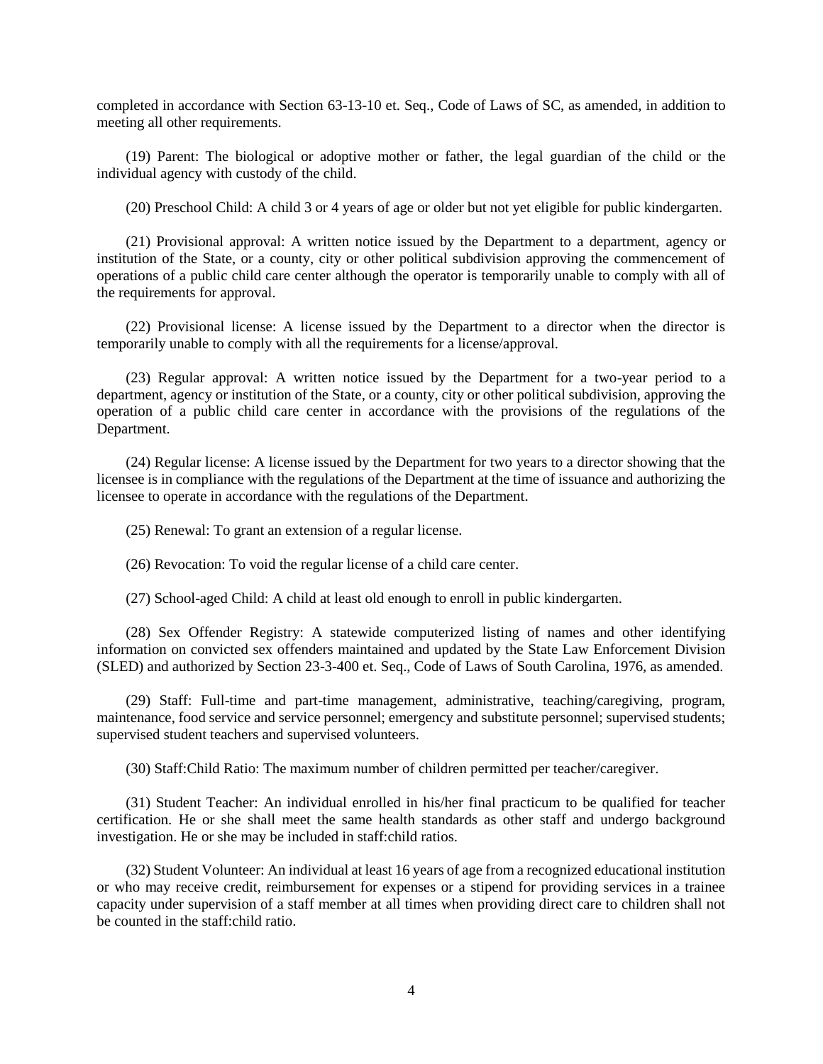completed in accordance with Section 63-13-10 et. Seq., Code of Laws of SC, as amended, in addition to meeting all other requirements.

(19) Parent: The biological or adoptive mother or father, the legal guardian of the child or the individual agency with custody of the child.

(20) Preschool Child: A child 3 or 4 years of age or older but not yet eligible for public kindergarten.

(21) Provisional approval: A written notice issued by the Department to a department, agency or institution of the State, or a county, city or other political subdivision approving the commencement of operations of a public child care center although the operator is temporarily unable to comply with all of the requirements for approval.

(22) Provisional license: A license issued by the Department to a director when the director is temporarily unable to comply with all the requirements for a license/approval.

(23) Regular approval: A written notice issued by the Department for a two-year period to a department, agency or institution of the State, or a county, city or other political subdivision, approving the operation of a public child care center in accordance with the provisions of the regulations of the Department.

(24) Regular license: A license issued by the Department for two years to a director showing that the licensee is in compliance with the regulations of the Department at the time of issuance and authorizing the licensee to operate in accordance with the regulations of the Department.

(25) Renewal: To grant an extension of a regular license.

(26) Revocation: To void the regular license of a child care center.

(27) School-aged Child: A child at least old enough to enroll in public kindergarten.

(28) Sex Offender Registry: A statewide computerized listing of names and other identifying information on convicted sex offenders maintained and updated by the State Law Enforcement Division (SLED) and authorized by Section 23-3-400 et. Seq., Code of Laws of South Carolina, 1976, as amended.

(29) Staff: Full-time and part-time management, administrative, teaching/caregiving, program, maintenance, food service and service personnel; emergency and substitute personnel; supervised students; supervised student teachers and supervised volunteers.

(30) Staff:Child Ratio: The maximum number of children permitted per teacher/caregiver.

(31) Student Teacher: An individual enrolled in his/her final practicum to be qualified for teacher certification. He or she shall meet the same health standards as other staff and undergo background investigation. He or she may be included in staff:child ratios.

(32) Student Volunteer: An individual at least 16 years of age from a recognized educational institution or who may receive credit, reimbursement for expenses or a stipend for providing services in a trainee capacity under supervision of a staff member at all times when providing direct care to children shall not be counted in the staff:child ratio.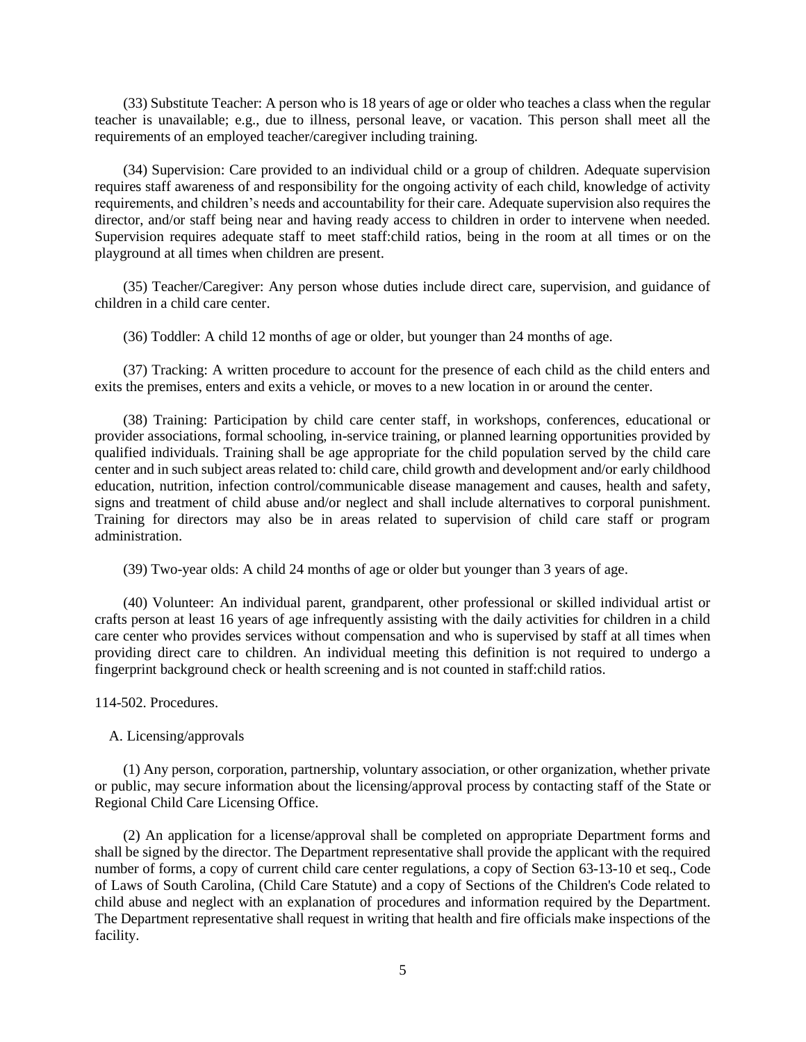(33) Substitute Teacher: A person who is 18 years of age or older who teaches a class when the regular teacher is unavailable; e.g., due to illness, personal leave, or vacation. This person shall meet all the requirements of an employed teacher/caregiver including training.

(34) Supervision: Care provided to an individual child or a group of children. Adequate supervision requires staff awareness of and responsibility for the ongoing activity of each child, knowledge of activity requirements, and children's needs and accountability for their care. Adequate supervision also requires the director, and/or staff being near and having ready access to children in order to intervene when needed. Supervision requires adequate staff to meet staff:child ratios, being in the room at all times or on the playground at all times when children are present.

(35) Teacher/Caregiver: Any person whose duties include direct care, supervision, and guidance of children in a child care center.

(36) Toddler: A child 12 months of age or older, but younger than 24 months of age.

(37) Tracking: A written procedure to account for the presence of each child as the child enters and exits the premises, enters and exits a vehicle, or moves to a new location in or around the center.

(38) Training: Participation by child care center staff, in workshops, conferences, educational or provider associations, formal schooling, in-service training, or planned learning opportunities provided by qualified individuals. Training shall be age appropriate for the child population served by the child care center and in such subject areas related to: child care, child growth and development and/or early childhood education, nutrition, infection control/communicable disease management and causes, health and safety, signs and treatment of child abuse and/or neglect and shall include alternatives to corporal punishment. Training for directors may also be in areas related to supervision of child care staff or program administration.

(39) Two-year olds: A child 24 months of age or older but younger than 3 years of age.

(40) Volunteer: An individual parent, grandparent, other professional or skilled individual artist or crafts person at least 16 years of age infrequently assisting with the daily activities for children in a child care center who provides services without compensation and who is supervised by staff at all times when providing direct care to children. An individual meeting this definition is not required to undergo a fingerprint background check or health screening and is not counted in staff:child ratios.

114-502. Procedures.

A. Licensing/approvals

(1) Any person, corporation, partnership, voluntary association, or other organization, whether private or public, may secure information about the licensing/approval process by contacting staff of the State or Regional Child Care Licensing Office.

(2) An application for a license/approval shall be completed on appropriate Department forms and shall be signed by the director. The Department representative shall provide the applicant with the required number of forms, a copy of current child care center regulations, a copy of Section 63-13-10 et seq., Code of Laws of South Carolina, (Child Care Statute) and a copy of Sections of the Children's Code related to child abuse and neglect with an explanation of procedures and information required by the Department. The Department representative shall request in writing that health and fire officials make inspections of the facility.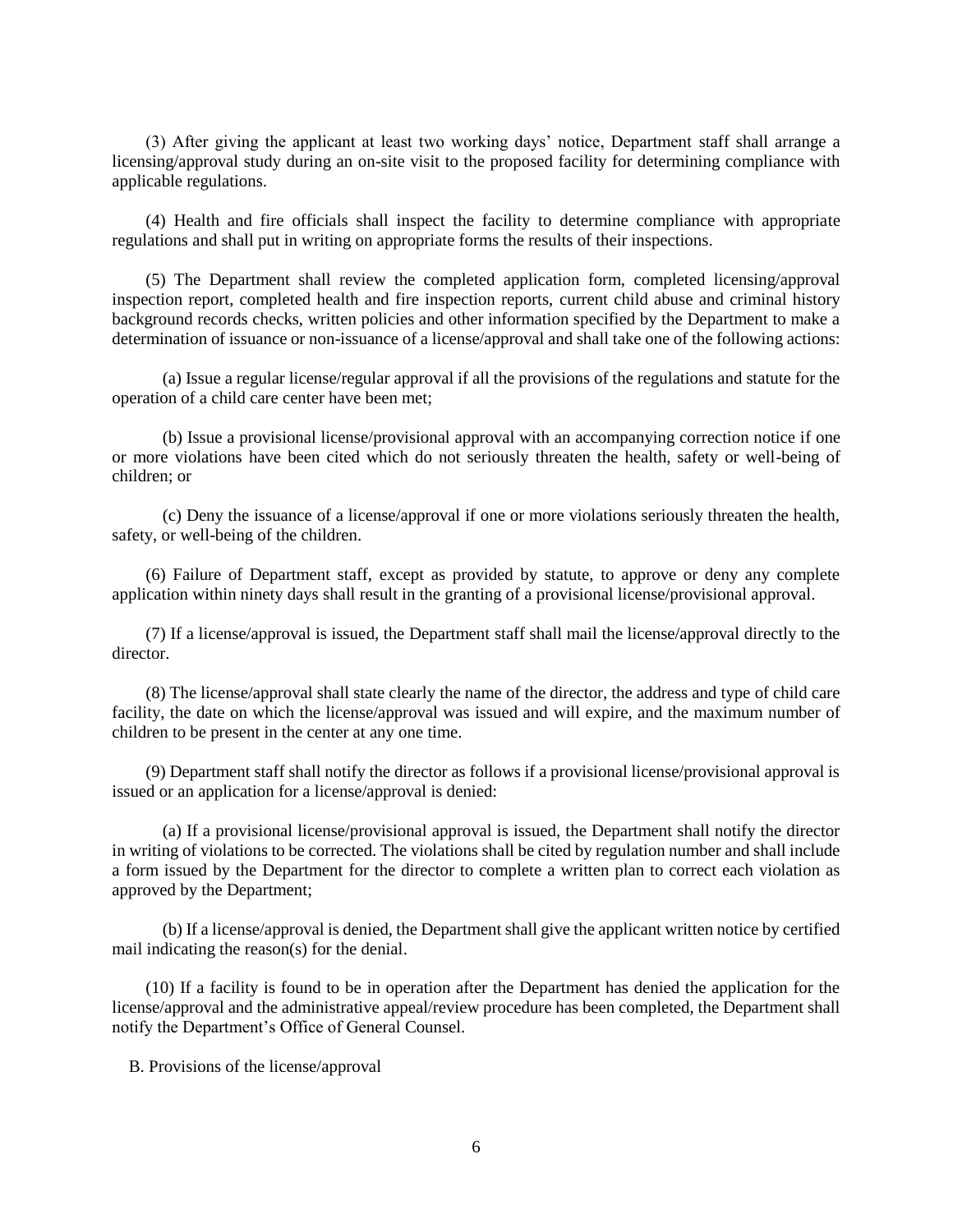(3) After giving the applicant at least two working days' notice, Department staff shall arrange a licensing/approval study during an on-site visit to the proposed facility for determining compliance with applicable regulations.

(4) Health and fire officials shall inspect the facility to determine compliance with appropriate regulations and shall put in writing on appropriate forms the results of their inspections.

(5) The Department shall review the completed application form, completed licensing/approval inspection report, completed health and fire inspection reports, current child abuse and criminal history background records checks, written policies and other information specified by the Department to make a determination of issuance or non-issuance of a license/approval and shall take one of the following actions:

(a) Issue a regular license/regular approval if all the provisions of the regulations and statute for the operation of a child care center have been met;

(b) Issue a provisional license/provisional approval with an accompanying correction notice if one or more violations have been cited which do not seriously threaten the health, safety or well-being of children; or

(c) Deny the issuance of a license/approval if one or more violations seriously threaten the health, safety, or well-being of the children.

(6) Failure of Department staff, except as provided by statute, to approve or deny any complete application within ninety days shall result in the granting of a provisional license/provisional approval.

(7) If a license/approval is issued, the Department staff shall mail the license/approval directly to the director.

(8) The license/approval shall state clearly the name of the director, the address and type of child care facility, the date on which the license/approval was issued and will expire, and the maximum number of children to be present in the center at any one time.

(9) Department staff shall notify the director as follows if a provisional license/provisional approval is issued or an application for a license/approval is denied:

(a) If a provisional license/provisional approval is issued, the Department shall notify the director in writing of violations to be corrected. The violations shall be cited by regulation number and shall include a form issued by the Department for the director to complete a written plan to correct each violation as approved by the Department;

(b) If a license/approval is denied, the Department shall give the applicant written notice by certified mail indicating the reason(s) for the denial.

(10) If a facility is found to be in operation after the Department has denied the application for the license/approval and the administrative appeal/review procedure has been completed, the Department shall notify the Department's Office of General Counsel.

B. Provisions of the license/approval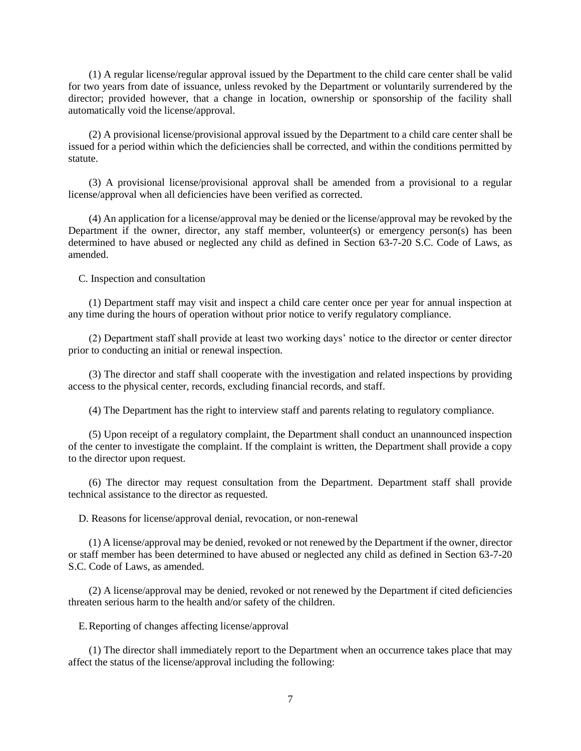(1) A regular license/regular approval issued by the Department to the child care center shall be valid for two years from date of issuance, unless revoked by the Department or voluntarily surrendered by the director; provided however, that a change in location, ownership or sponsorship of the facility shall automatically void the license/approval.

(2) A provisional license/provisional approval issued by the Department to a child care center shall be issued for a period within which the deficiencies shall be corrected, and within the conditions permitted by statute.

(3) A provisional license/provisional approval shall be amended from a provisional to a regular license/approval when all deficiencies have been verified as corrected.

(4) An application for a license/approval may be denied or the license/approval may be revoked by the Department if the owner, director, any staff member, volunteer(s) or emergency person(s) has been determined to have abused or neglected any child as defined in Section 63-7-20 S.C. Code of Laws, as amended.

C. Inspection and consultation

(1) Department staff may visit and inspect a child care center once per year for annual inspection at any time during the hours of operation without prior notice to verify regulatory compliance.

(2) Department staff shall provide at least two working days' notice to the director or center director prior to conducting an initial or renewal inspection.

(3) The director and staff shall cooperate with the investigation and related inspections by providing access to the physical center, records, excluding financial records, and staff.

(4) The Department has the right to interview staff and parents relating to regulatory compliance.

(5) Upon receipt of a regulatory complaint, the Department shall conduct an unannounced inspection of the center to investigate the complaint. If the complaint is written, the Department shall provide a copy to the director upon request.

(6) The director may request consultation from the Department. Department staff shall provide technical assistance to the director as requested.

D. Reasons for license/approval denial, revocation, or non-renewal

(1) A license/approval may be denied, revoked or not renewed by the Department if the owner, director or staff member has been determined to have abused or neglected any child as defined in Section 63-7-20 S.C. Code of Laws, as amended.

(2) A license/approval may be denied, revoked or not renewed by the Department if cited deficiencies threaten serious harm to the health and/or safety of the children.

E. Reporting of changes affecting license/approval

(1) The director shall immediately report to the Department when an occurrence takes place that may affect the status of the license/approval including the following: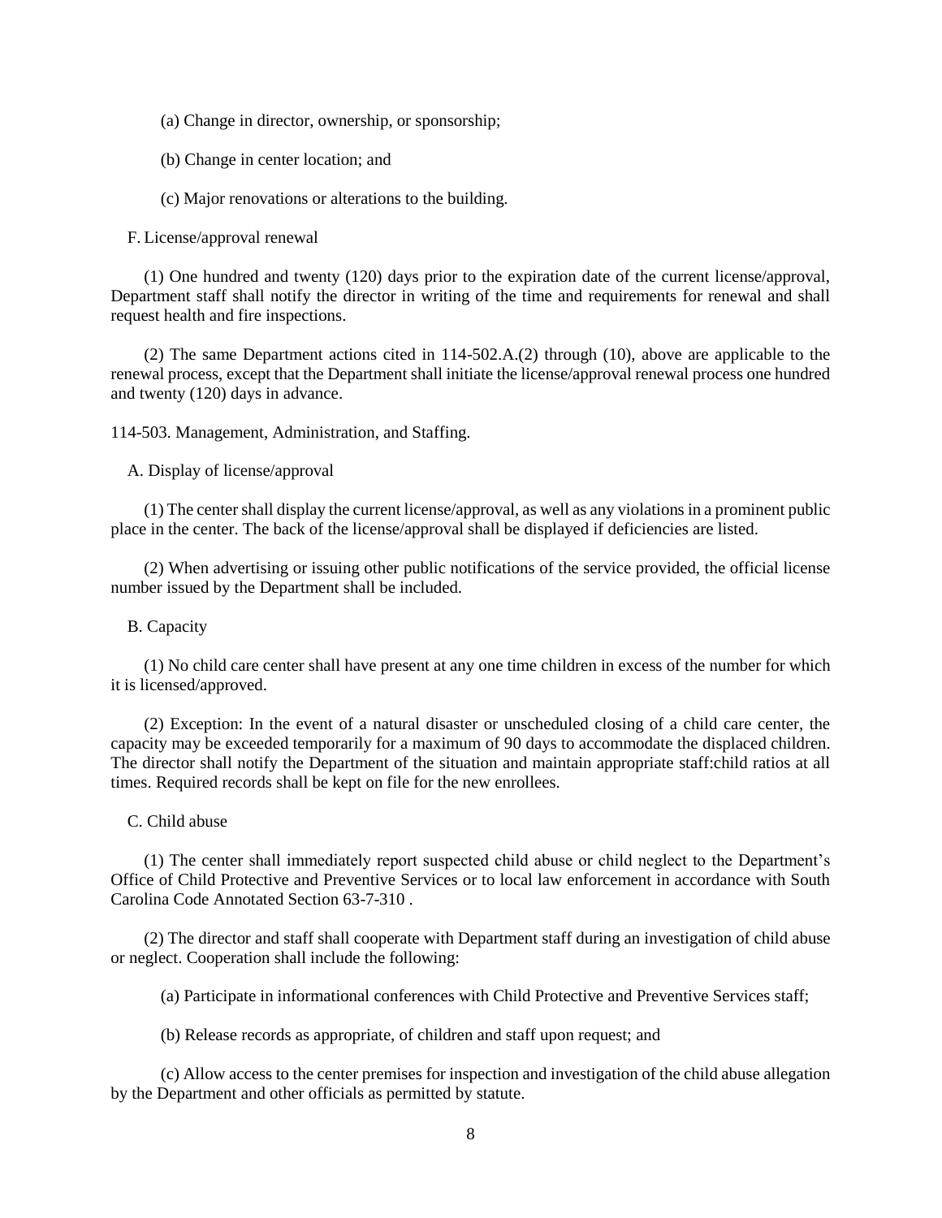(a) Change in director, ownership, or sponsorship;

(b) Change in center location; and

(c) Major renovations or alterations to the building.

F. License/approval renewal

(1) One hundred and twenty (120) days prior to the expiration date of the current license/approval, Department staff shall notify the director in writing of the time and requirements for renewal and shall request health and fire inspections.

(2) The same Department actions cited in 114-502.A.(2) through (10), above are applicable to the renewal process, except that the Department shall initiate the license/approval renewal process one hundred and twenty (120) days in advance.

114-503. Management, Administration, and Staffing.

A. Display of license/approval

(1) The center shall display the current license/approval, as well as any violations in a prominent public place in the center. The back of the license/approval shall be displayed if deficiencies are listed.

(2) When advertising or issuing other public notifications of the service provided, the official license number issued by the Department shall be included.

B. Capacity

(1) No child care center shall have present at any one time children in excess of the number for which it is licensed/approved.

(2) Exception: In the event of a natural disaster or unscheduled closing of a child care center, the capacity may be exceeded temporarily for a maximum of 90 days to accommodate the displaced children. The director shall notify the Department of the situation and maintain appropriate staff:child ratios at all times. Required records shall be kept on file for the new enrollees.

C. Child abuse

(1) The center shall immediately report suspected child abuse or child neglect to the Department's Office of Child Protective and Preventive Services or to local law enforcement in accordance with South Carolina Code Annotated Section 63-7-310 .

(2) The director and staff shall cooperate with Department staff during an investigation of child abuse or neglect. Cooperation shall include the following:

(a) Participate in informational conferences with Child Protective and Preventive Services staff;

(b) Release records as appropriate, of children and staff upon request; and

(c) Allow access to the center premises for inspection and investigation of the child abuse allegation by the Department and other officials as permitted by statute.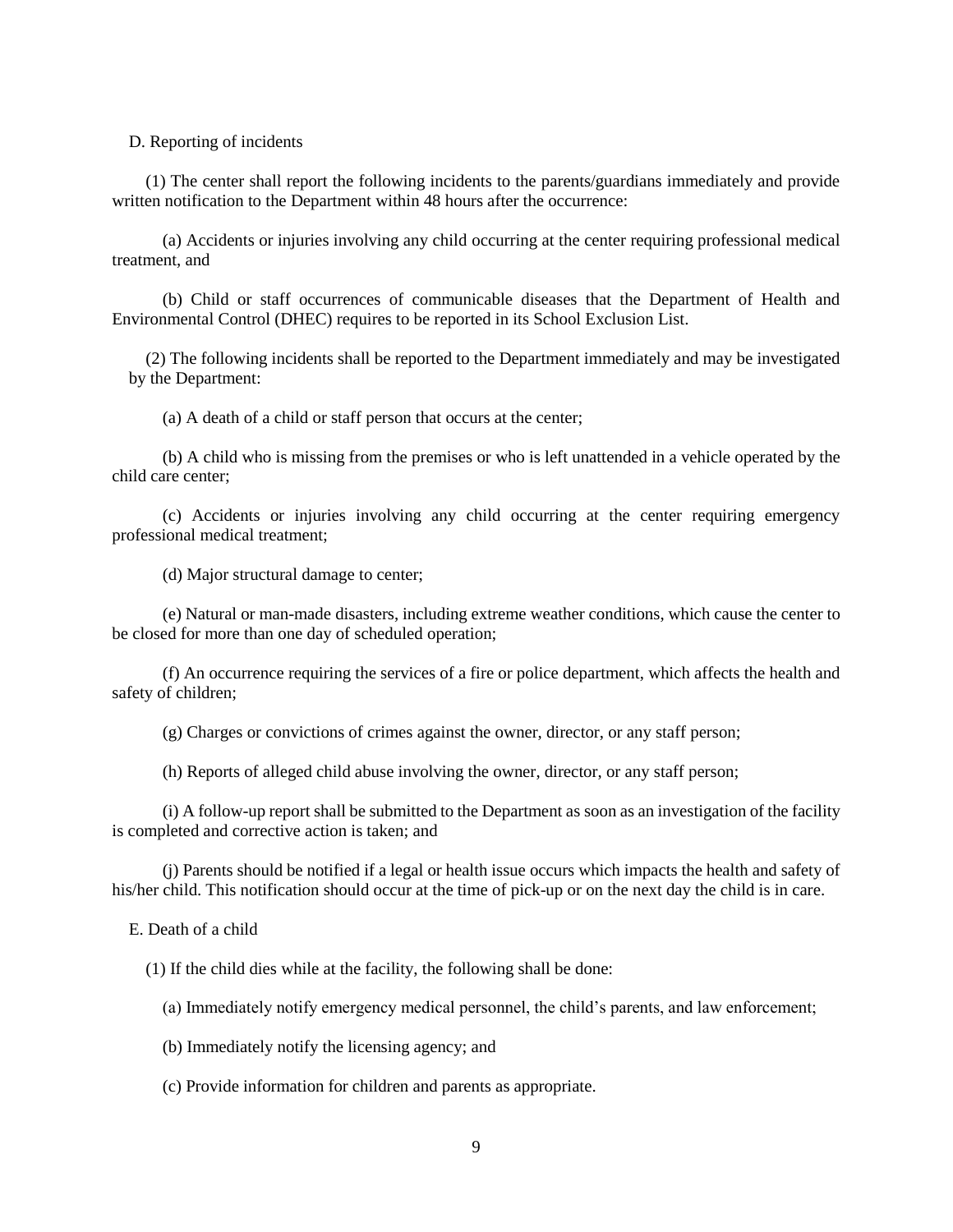D. Reporting of incidents

(1) The center shall report the following incidents to the parents/guardians immediately and provide written notification to the Department within 48 hours after the occurrence:

(a) Accidents or injuries involving any child occurring at the center requiring professional medical treatment, and

(b) Child or staff occurrences of communicable diseases that the Department of Health and Environmental Control (DHEC) requires to be reported in its School Exclusion List.

(2) The following incidents shall be reported to the Department immediately and may be investigated by the Department:

(a) A death of a child or staff person that occurs at the center;

(b) A child who is missing from the premises or who is left unattended in a vehicle operated by the child care center;

(c) Accidents or injuries involving any child occurring at the center requiring emergency professional medical treatment;

(d) Major structural damage to center;

(e) Natural or man-made disasters, including extreme weather conditions, which cause the center to be closed for more than one day of scheduled operation;

(f) An occurrence requiring the services of a fire or police department, which affects the health and safety of children;

(g) Charges or convictions of crimes against the owner, director, or any staff person;

(h) Reports of alleged child abuse involving the owner, director, or any staff person;

(i) A follow-up report shall be submitted to the Department as soon as an investigation of the facility is completed and corrective action is taken; and

(j) Parents should be notified if a legal or health issue occurs which impacts the health and safety of his/her child. This notification should occur at the time of pick-up or on the next day the child is in care.

E. Death of a child

(1) If the child dies while at the facility, the following shall be done:

(a) Immediately notify emergency medical personnel, the child's parents, and law enforcement;

(b) Immediately notify the licensing agency; and

(c) Provide information for children and parents as appropriate.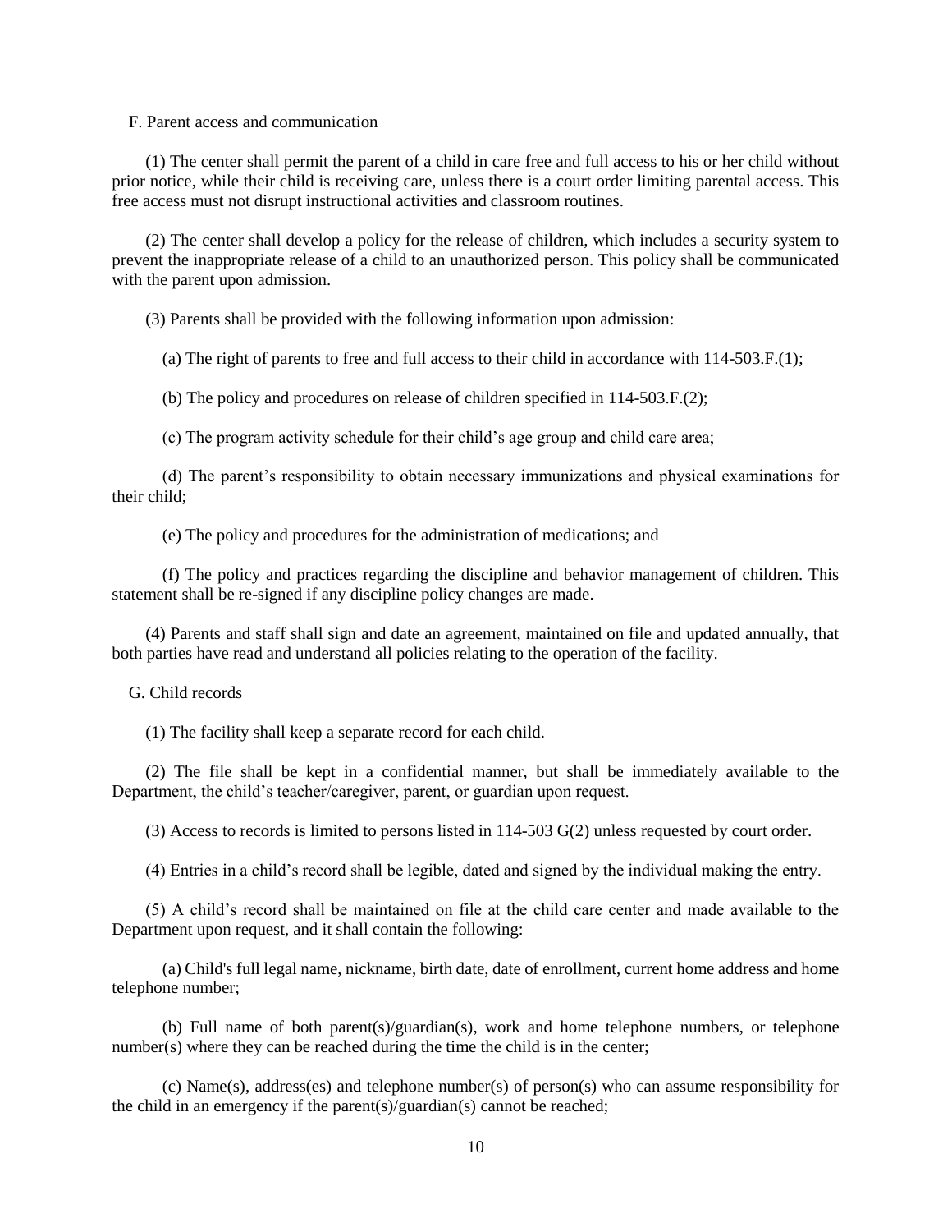F. Parent access and communication

(1) The center shall permit the parent of a child in care free and full access to his or her child without prior notice, while their child is receiving care, unless there is a court order limiting parental access. This free access must not disrupt instructional activities and classroom routines.

(2) The center shall develop a policy for the release of children, which includes a security system to prevent the inappropriate release of a child to an unauthorized person. This policy shall be communicated with the parent upon admission.

(3) Parents shall be provided with the following information upon admission:

(a) The right of parents to free and full access to their child in accordance with 114-503.F.(1);

(b) The policy and procedures on release of children specified in 114-503.F.(2);

(c) The program activity schedule for their child's age group and child care area;

(d) The parent's responsibility to obtain necessary immunizations and physical examinations for their child;

(e) The policy and procedures for the administration of medications; and

(f) The policy and practices regarding the discipline and behavior management of children. This statement shall be re-signed if any discipline policy changes are made.

(4) Parents and staff shall sign and date an agreement, maintained on file and updated annually, that both parties have read and understand all policies relating to the operation of the facility.

G. Child records

(1) The facility shall keep a separate record for each child.

(2) The file shall be kept in a confidential manner, but shall be immediately available to the Department, the child's teacher/caregiver, parent, or guardian upon request.

(3) Access to records is limited to persons listed in 114-503 G(2) unless requested by court order.

(4) Entries in a child's record shall be legible, dated and signed by the individual making the entry.

(5) A child's record shall be maintained on file at the child care center and made available to the Department upon request, and it shall contain the following:

(a) Child's full legal name, nickname, birth date, date of enrollment, current home address and home telephone number;

(b) Full name of both parent(s)/guardian(s), work and home telephone numbers, or telephone number(s) where they can be reached during the time the child is in the center;

(c) Name(s), address(es) and telephone number(s) of person(s) who can assume responsibility for the child in an emergency if the parent(s)/guardian(s) cannot be reached;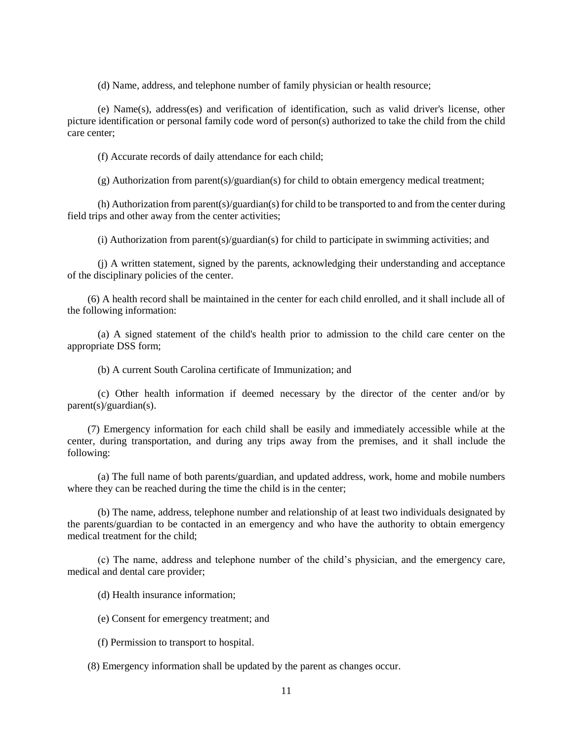(d) Name, address, and telephone number of family physician or health resource;

(e) Name(s), address(es) and verification of identification, such as valid driver's license, other picture identification or personal family code word of person(s) authorized to take the child from the child care center;

(f) Accurate records of daily attendance for each child;

(g) Authorization from parent(s)/guardian(s) for child to obtain emergency medical treatment;

(h) Authorization from parent(s)/guardian(s) for child to be transported to and from the center during field trips and other away from the center activities;

(i) Authorization from parent(s)/guardian(s) for child to participate in swimming activities; and

(j) A written statement, signed by the parents, acknowledging their understanding and acceptance of the disciplinary policies of the center.

(6) A health record shall be maintained in the center for each child enrolled, and it shall include all of the following information:

(a) A signed statement of the child's health prior to admission to the child care center on the appropriate DSS form;

(b) A current South Carolina certificate of Immunization; and

(c) Other health information if deemed necessary by the director of the center and/or by parent(s)/guardian(s).

(7) Emergency information for each child shall be easily and immediately accessible while at the center, during transportation, and during any trips away from the premises, and it shall include the following:

(a) The full name of both parents/guardian, and updated address, work, home and mobile numbers where they can be reached during the time the child is in the center;

(b) The name, address, telephone number and relationship of at least two individuals designated by the parents/guardian to be contacted in an emergency and who have the authority to obtain emergency medical treatment for the child;

(c) The name, address and telephone number of the child's physician, and the emergency care, medical and dental care provider;

(d) Health insurance information;

(e) Consent for emergency treatment; and

(f) Permission to transport to hospital.

(8) Emergency information shall be updated by the parent as changes occur.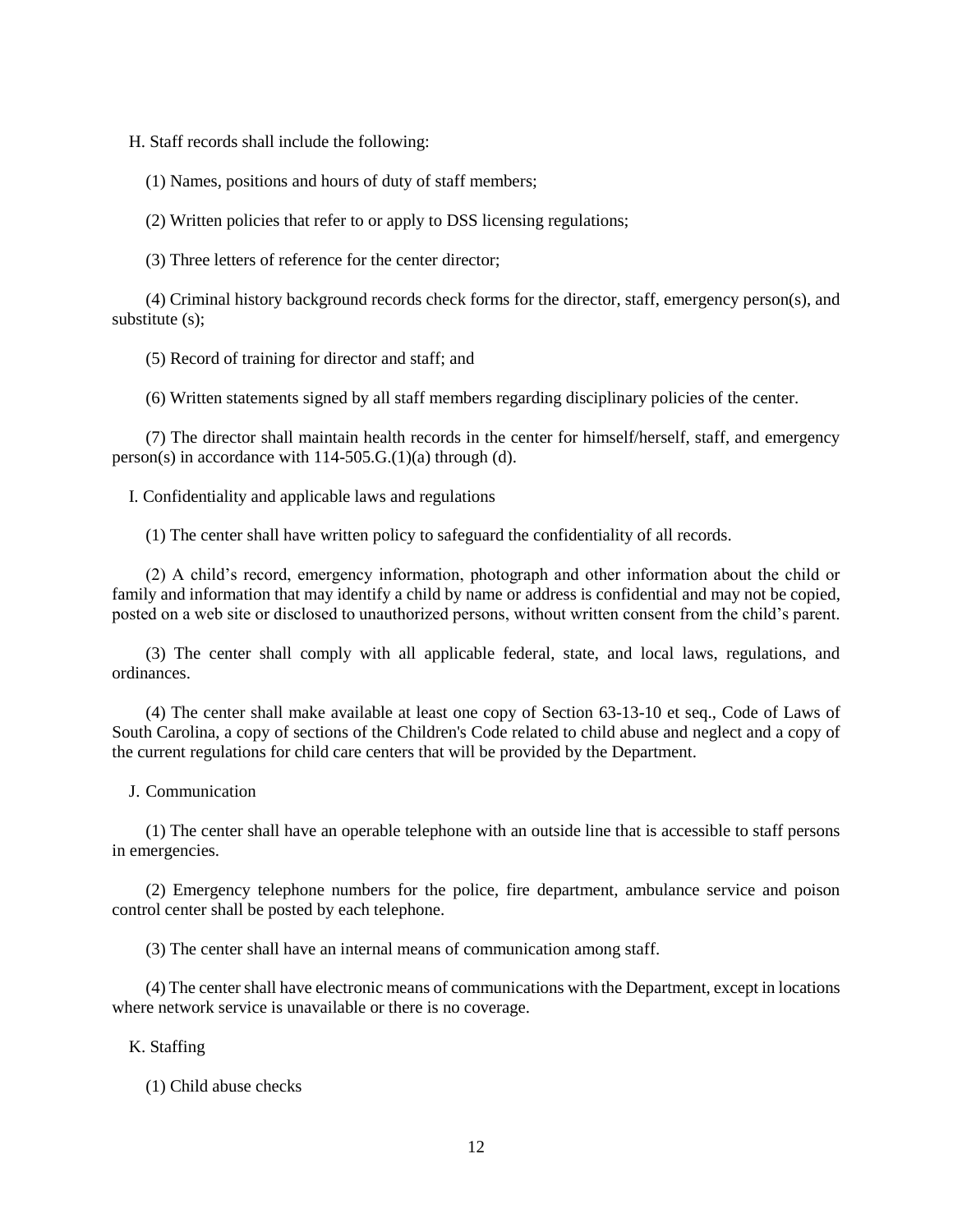H. Staff records shall include the following:

(1) Names, positions and hours of duty of staff members;

(2) Written policies that refer to or apply to DSS licensing regulations;

(3) Three letters of reference for the center director;

(4) Criminal history background records check forms for the director, staff, emergency person(s), and substitute (s);

(5) Record of training for director and staff; and

(6) Written statements signed by all staff members regarding disciplinary policies of the center.

(7) The director shall maintain health records in the center for himself/herself, staff, and emergency person(s) in accordance with 114-505.G.(1)(a) through (d).

I. Confidentiality and applicable laws and regulations

(1) The center shall have written policy to safeguard the confidentiality of all records.

(2) A child's record, emergency information, photograph and other information about the child or family and information that may identify a child by name or address is confidential and may not be copied, posted on a web site or disclosed to unauthorized persons, without written consent from the child's parent.

(3) The center shall comply with all applicable federal, state, and local laws, regulations, and ordinances.

(4) The center shall make available at least one copy of Section 63-13-10 et seq., Code of Laws of South Carolina, a copy of sections of the Children's Code related to child abuse and neglect and a copy of the current regulations for child care centers that will be provided by the Department.

J. Communication

(1) The center shall have an operable telephone with an outside line that is accessible to staff persons in emergencies.

(2) Emergency telephone numbers for the police, fire department, ambulance service and poison control center shall be posted by each telephone.

(3) The center shall have an internal means of communication among staff.

(4) The center shall have electronic means of communications with the Department, except in locations where network service is unavailable or there is no coverage.

K. Staffing

(1) Child abuse checks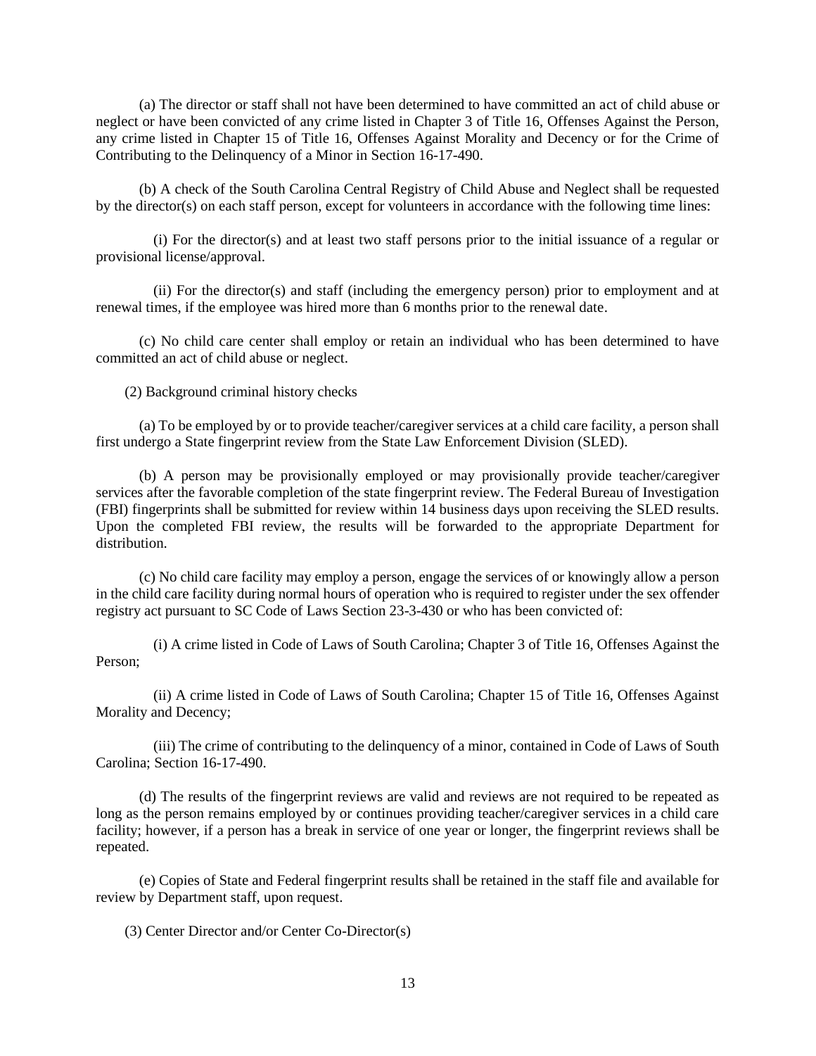(a) The director or staff shall not have been determined to have committed an act of child abuse or neglect or have been convicted of any crime listed in Chapter 3 of Title 16, Offenses Against the Person, any crime listed in Chapter 15 of Title 16, Offenses Against Morality and Decency or for the Crime of Contributing to the Delinquency of a Minor in Section 16-17-490.

(b) A check of the South Carolina Central Registry of Child Abuse and Neglect shall be requested by the director(s) on each staff person, except for volunteers in accordance with the following time lines:

(i) For the director(s) and at least two staff persons prior to the initial issuance of a regular or provisional license/approval.

(ii) For the director(s) and staff (including the emergency person) prior to employment and at renewal times, if the employee was hired more than 6 months prior to the renewal date.

(c) No child care center shall employ or retain an individual who has been determined to have committed an act of child abuse or neglect.

(2) Background criminal history checks

(a) To be employed by or to provide teacher/caregiver services at a child care facility, a person shall first undergo a State fingerprint review from the State Law Enforcement Division (SLED).

(b) A person may be provisionally employed or may provisionally provide teacher/caregiver services after the favorable completion of the state fingerprint review. The Federal Bureau of Investigation (FBI) fingerprints shall be submitted for review within 14 business days upon receiving the SLED results. Upon the completed FBI review, the results will be forwarded to the appropriate Department for distribution.

(c) No child care facility may employ a person, engage the services of or knowingly allow a person in the child care facility during normal hours of operation who is required to register under the sex offender registry act pursuant to SC Code of Laws Section 23-3-430 or who has been convicted of:

(i) A crime listed in Code of Laws of South Carolina; Chapter 3 of Title 16, Offenses Against the Person;

(ii) A crime listed in Code of Laws of South Carolina; Chapter 15 of Title 16, Offenses Against Morality and Decency;

(iii) The crime of contributing to the delinquency of a minor, contained in Code of Laws of South Carolina; Section 16-17-490.

(d) The results of the fingerprint reviews are valid and reviews are not required to be repeated as long as the person remains employed by or continues providing teacher/caregiver services in a child care facility; however, if a person has a break in service of one year or longer, the fingerprint reviews shall be repeated.

(e) Copies of State and Federal fingerprint results shall be retained in the staff file and available for review by Department staff, upon request.

(3) Center Director and/or Center Co-Director(s)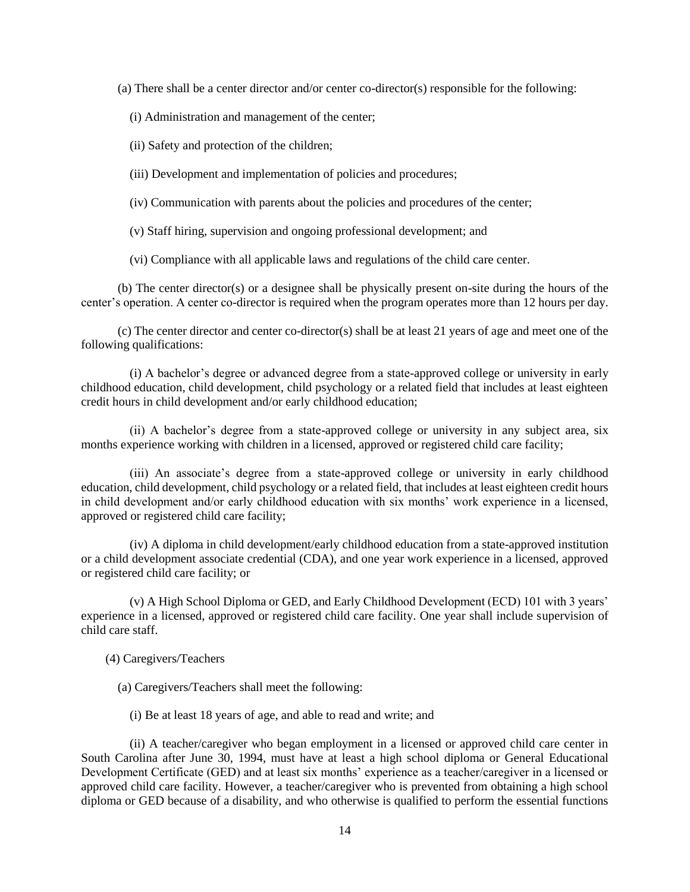(a) There shall be a center director and/or center co-director(s) responsible for the following:

(i) Administration and management of the center;

(ii) Safety and protection of the children;

(iii) Development and implementation of policies and procedures;

(iv) Communication with parents about the policies and procedures of the center;

(v) Staff hiring, supervision and ongoing professional development; and

(vi) Compliance with all applicable laws and regulations of the child care center.

(b) The center director(s) or a designee shall be physically present on-site during the hours of the center's operation. A center co-director is required when the program operates more than 12 hours per day.

(c) The center director and center co-director(s) shall be at least 21 years of age and meet one of the following qualifications:

(i) A bachelor's degree or advanced degree from a state-approved college or university in early childhood education, child development, child psychology or a related field that includes at least eighteen credit hours in child development and/or early childhood education;

(ii) A bachelor's degree from a state-approved college or university in any subject area, six months experience working with children in a licensed, approved or registered child care facility;

(iii) An associate's degree from a state-approved college or university in early childhood education, child development, child psychology or a related field, that includes at least eighteen credit hours in child development and/or early childhood education with six months' work experience in a licensed, approved or registered child care facility;

(iv) A diploma in child development/early childhood education from a state-approved institution or a child development associate credential (CDA), and one year work experience in a licensed, approved or registered child care facility; or

(v) A High School Diploma or GED, and Early Childhood Development (ECD) 101 with 3 years' experience in a licensed, approved or registered child care facility. One year shall include supervision of child care staff.

(4) Caregivers/Teachers

(a) Caregivers/Teachers shall meet the following:

(i) Be at least 18 years of age, and able to read and write; and

(ii) A teacher/caregiver who began employment in a licensed or approved child care center in South Carolina after June 30, 1994, must have at least a high school diploma or General Educational Development Certificate (GED) and at least six months' experience as a teacher/caregiver in a licensed or approved child care facility. However, a teacher/caregiver who is prevented from obtaining a high school diploma or GED because of a disability, and who otherwise is qualified to perform the essential functions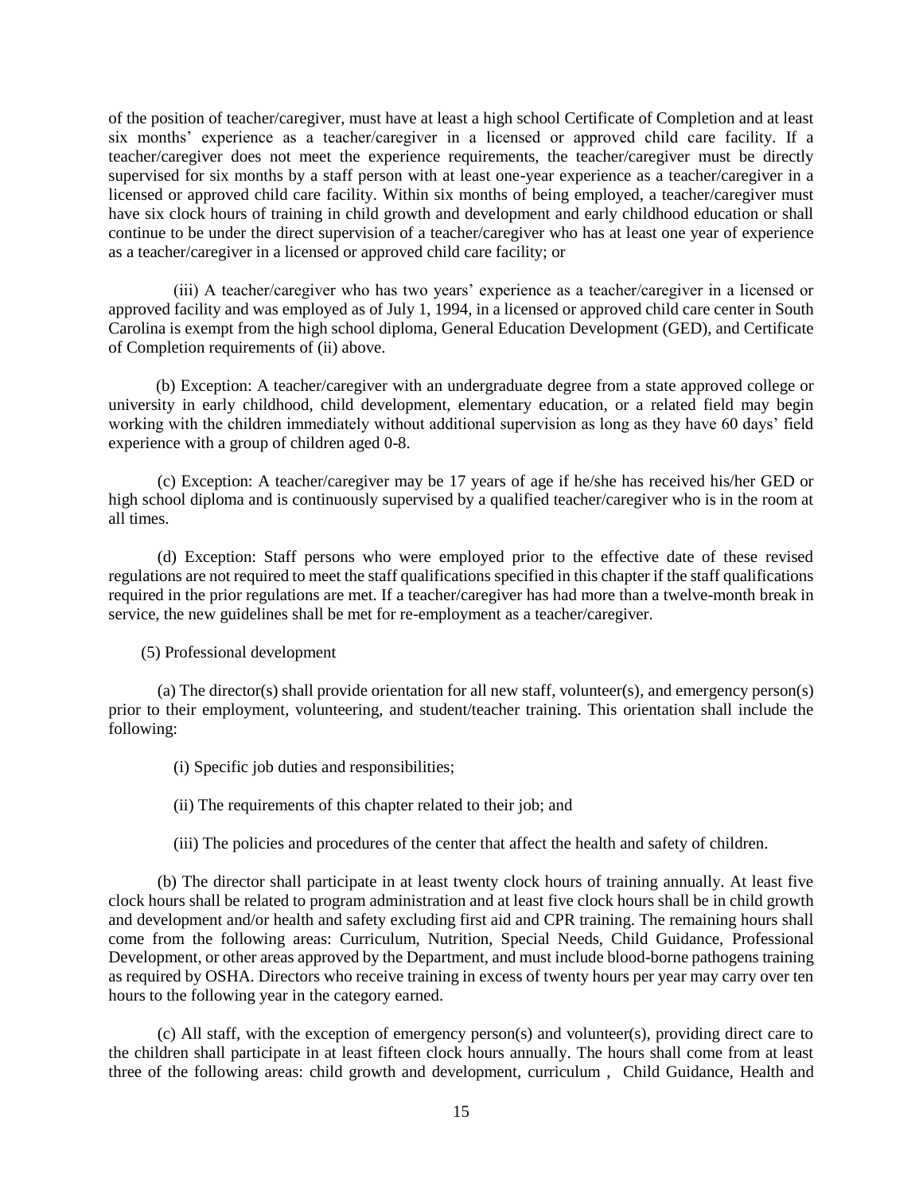of the position of teacher/caregiver, must have at least a high school Certificate of Completion and at least six months' experience as a teacher/caregiver in a licensed or approved child care facility. If a teacher/caregiver does not meet the experience requirements, the teacher/caregiver must be directly supervised for six months by a staff person with at least one-year experience as a teacher/caregiver in a licensed or approved child care facility. Within six months of being employed, a teacher/caregiver must have six clock hours of training in child growth and development and early childhood education or shall continue to be under the direct supervision of a teacher/caregiver who has at least one year of experience as a teacher/caregiver in a licensed or approved child care facility; or

(iii) A teacher/caregiver who has two years' experience as a teacher/caregiver in a licensed or approved facility and was employed as of July 1, 1994, in a licensed or approved child care center in South Carolina is exempt from the high school diploma, General Education Development (GED), and Certificate of Completion requirements of (ii) above.

(b) Exception: A teacher/caregiver with an undergraduate degree from a state approved college or university in early childhood, child development, elementary education, or a related field may begin working with the children immediately without additional supervision as long as they have 60 days' field experience with a group of children aged 0-8.

(c) Exception: A teacher/caregiver may be 17 years of age if he/she has received his/her GED or high school diploma and is continuously supervised by a qualified teacher/caregiver who is in the room at all times.

(d) Exception: Staff persons who were employed prior to the effective date of these revised regulations are not required to meet the staff qualifications specified in this chapter if the staff qualifications required in the prior regulations are met. If a teacher/caregiver has had more than a twelve-month break in service, the new guidelines shall be met for re-employment as a teacher/caregiver.

(5) Professional development

(a) The director(s) shall provide orientation for all new staff, volunteer(s), and emergency person(s) prior to their employment, volunteering, and student/teacher training. This orientation shall include the following:

(i) Specific job duties and responsibilities;

(ii) The requirements of this chapter related to their job; and

(iii) The policies and procedures of the center that affect the health and safety of children.

(b) The director shall participate in at least twenty clock hours of training annually. At least five clock hours shall be related to program administration and at least five clock hours shall be in child growth and development and/or health and safety excluding first aid and CPR training. The remaining hours shall come from the following areas: Curriculum, Nutrition, Special Needs, Child Guidance, Professional Development, or other areas approved by the Department, and must include blood-borne pathogens training as required by OSHA. Directors who receive training in excess of twenty hours per year may carry over ten hours to the following year in the category earned.

(c) All staff, with the exception of emergency person(s) and volunteer(s), providing direct care to the children shall participate in at least fifteen clock hours annually. The hours shall come from at least three of the following areas: child growth and development, curriculum , Child Guidance, Health and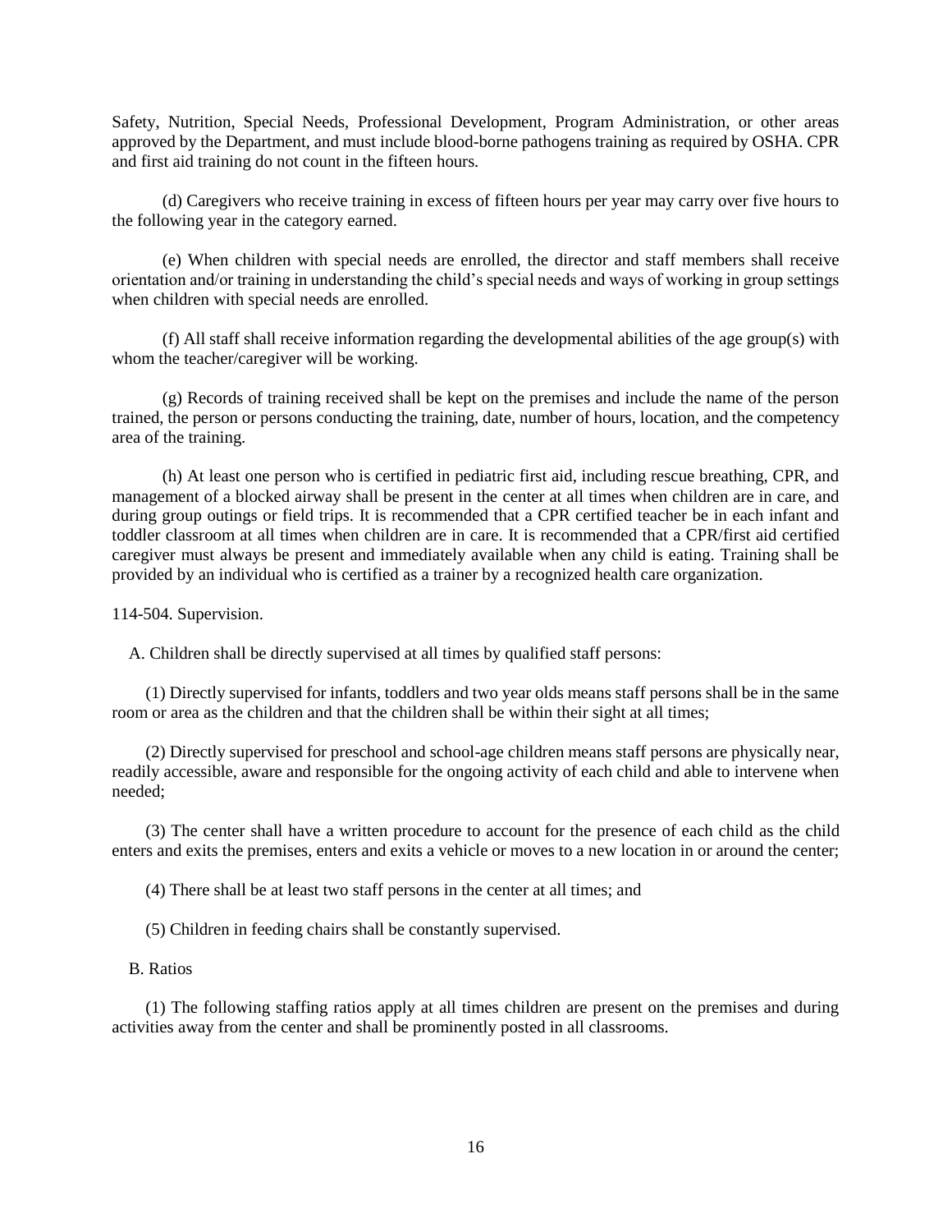Safety, Nutrition, Special Needs, Professional Development, Program Administration, or other areas approved by the Department, and must include blood-borne pathogens training as required by OSHA. CPR and first aid training do not count in the fifteen hours.

(d) Caregivers who receive training in excess of fifteen hours per year may carry over five hours to the following year in the category earned.

(e) When children with special needs are enrolled, the director and staff members shall receive orientation and/or training in understanding the child's special needs and ways of working in group settings when children with special needs are enrolled.

(f) All staff shall receive information regarding the developmental abilities of the age group(s) with whom the teacher/caregiver will be working.

(g) Records of training received shall be kept on the premises and include the name of the person trained, the person or persons conducting the training, date, number of hours, location, and the competency area of the training.

(h) At least one person who is certified in pediatric first aid, including rescue breathing, CPR, and management of a blocked airway shall be present in the center at all times when children are in care, and during group outings or field trips. It is recommended that a CPR certified teacher be in each infant and toddler classroom at all times when children are in care. It is recommended that a CPR/first aid certified caregiver must always be present and immediately available when any child is eating. Training shall be provided by an individual who is certified as a trainer by a recognized health care organization.

114-504. Supervision.

A. Children shall be directly supervised at all times by qualified staff persons:

(1) Directly supervised for infants, toddlers and two year olds means staff persons shall be in the same room or area as the children and that the children shall be within their sight at all times;

(2) Directly supervised for preschool and school-age children means staff persons are physically near, readily accessible, aware and responsible for the ongoing activity of each child and able to intervene when needed;

(3) The center shall have a written procedure to account for the presence of each child as the child enters and exits the premises, enters and exits a vehicle or moves to a new location in or around the center;

(4) There shall be at least two staff persons in the center at all times; and

(5) Children in feeding chairs shall be constantly supervised.

B. Ratios

(1) The following staffing ratios apply at all times children are present on the premises and during activities away from the center and shall be prominently posted in all classrooms.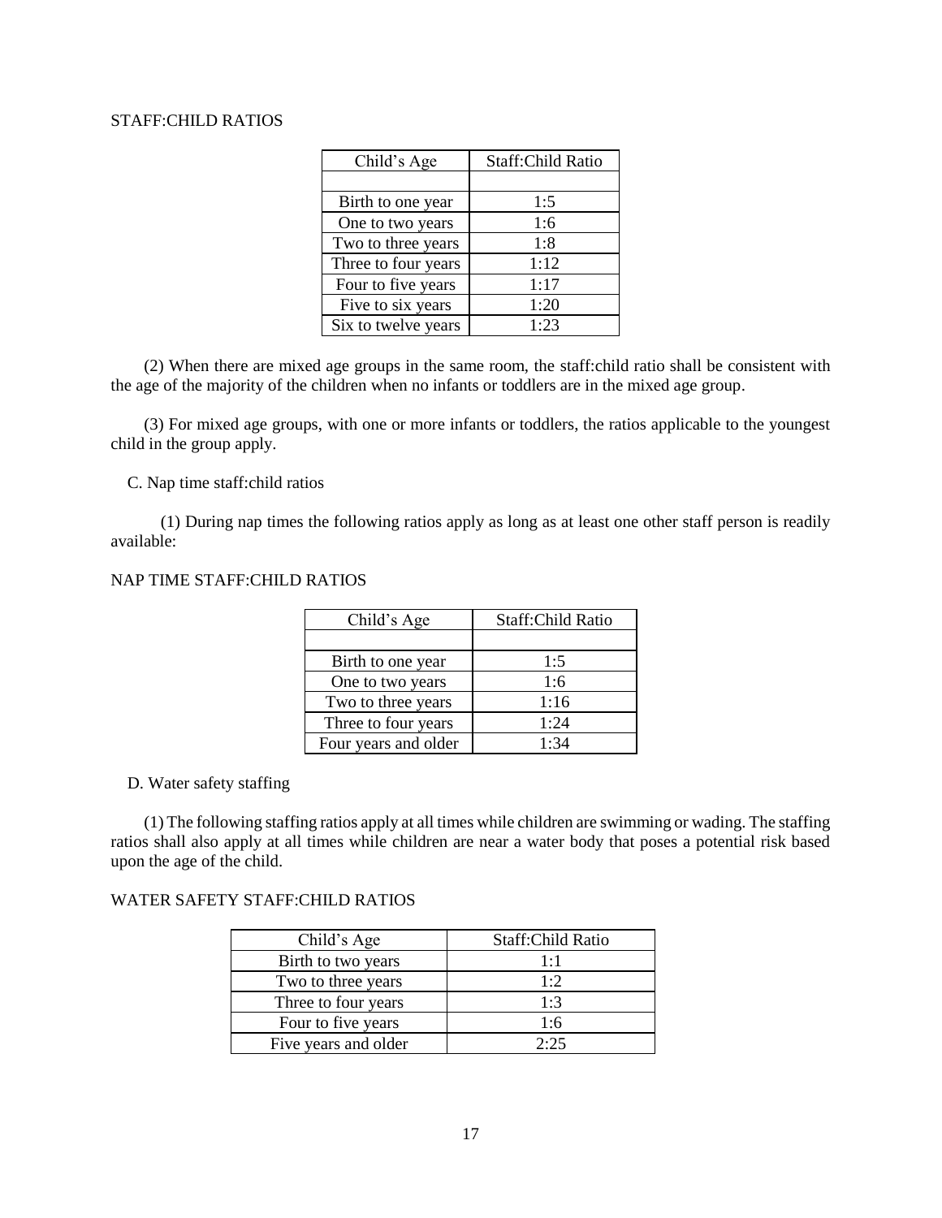STAFF:CHILD RATIOS

| Child's Age | Staff:Child Ratio |
|---|---|
| | |
| Birth to one year | 1:5 |
| One to two years | 1:6 |
| Two to three years | 1:8 |
| Three to four years | 1:12 |
| Four to five years | 1:17 |
| Five to six years | 1:20 |
| Six to twelve years | 1:23 |

(2) When there are mixed age groups in the same room, the staff:child ratio shall be consistent with the age of the majority of the children when no infants or toddlers are in the mixed age group.

(3) For mixed age groups, with one or more infants or toddlers, the ratios applicable to the youngest child in the group apply.

C. Nap time staff:child ratios

(1) During nap times the following ratios apply as long as at least one other staff person is readily available:

NAP TIME STAFF:CHILD RATIOS

| Child's Age | Staff:Child Ratio |
|---|---|
| | |
| Birth to one year | 1:5 |
| One to two years | 1:6 |
| Two to three years | 1:16 |
| Three to four years | 1:24 |
| Four years and older | 1:34 |

D. Water safety staffing

(1) The following staffing ratios apply at all times while children are swimming or wading. The staffing ratios shall also apply at all times while children are near a water body that poses a potential risk based upon the age of the child.

WATER SAFETY STAFF:CHILD RATIOS

| Child's Age | Staff:Child Ratio |
|---|---|
| Birth to two years | 1:1 |
| Two to three years | 1:2 |
| Three to four years | 1:3 |
| Four to five years | 1:6 |
| Five years and older | 2:25 |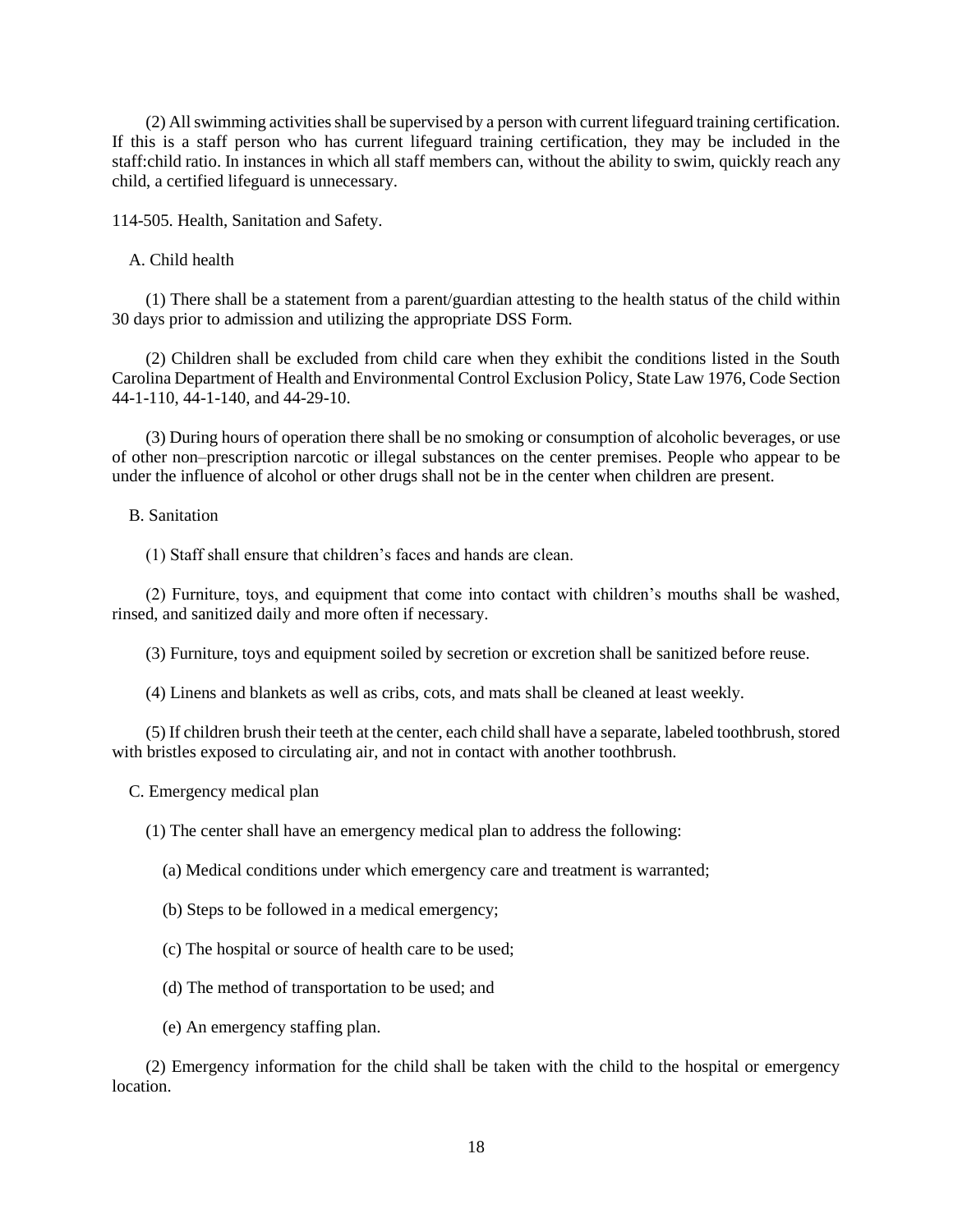(2) All swimming activities shall be supervised by a person with current lifeguard training certification. If this is a staff person who has current lifeguard training certification, they may be included in the staff:child ratio. In instances in which all staff members can, without the ability to swim, quickly reach any child, a certified lifeguard is unnecessary.

114-505. Health, Sanitation and Safety.

A. Child health

(1) There shall be a statement from a parent/guardian attesting to the health status of the child within 30 days prior to admission and utilizing the appropriate DSS Form.

(2) Children shall be excluded from child care when they exhibit the conditions listed in the South Carolina Department of Health and Environmental Control Exclusion Policy, State Law 1976, Code Section 44-1-110, 44-1-140, and 44-29-10.

(3) During hours of operation there shall be no smoking or consumption of alcoholic beverages, or use of other non–prescription narcotic or illegal substances on the center premises. People who appear to be under the influence of alcohol or other drugs shall not be in the center when children are present.

B. Sanitation

(1) Staff shall ensure that children's faces and hands are clean.

(2) Furniture, toys, and equipment that come into contact with children's mouths shall be washed, rinsed, and sanitized daily and more often if necessary.

(3) Furniture, toys and equipment soiled by secretion or excretion shall be sanitized before reuse.

(4) Linens and blankets as well as cribs, cots, and mats shall be cleaned at least weekly.

(5) If children brush their teeth at the center, each child shall have a separate, labeled toothbrush, stored with bristles exposed to circulating air, and not in contact with another toothbrush.

C. Emergency medical plan

(1) The center shall have an emergency medical plan to address the following:

(a) Medical conditions under which emergency care and treatment is warranted;

(b) Steps to be followed in a medical emergency;

(c) The hospital or source of health care to be used;

(d) The method of transportation to be used; and

(e) An emergency staffing plan.

(2) Emergency information for the child shall be taken with the child to the hospital or emergency location.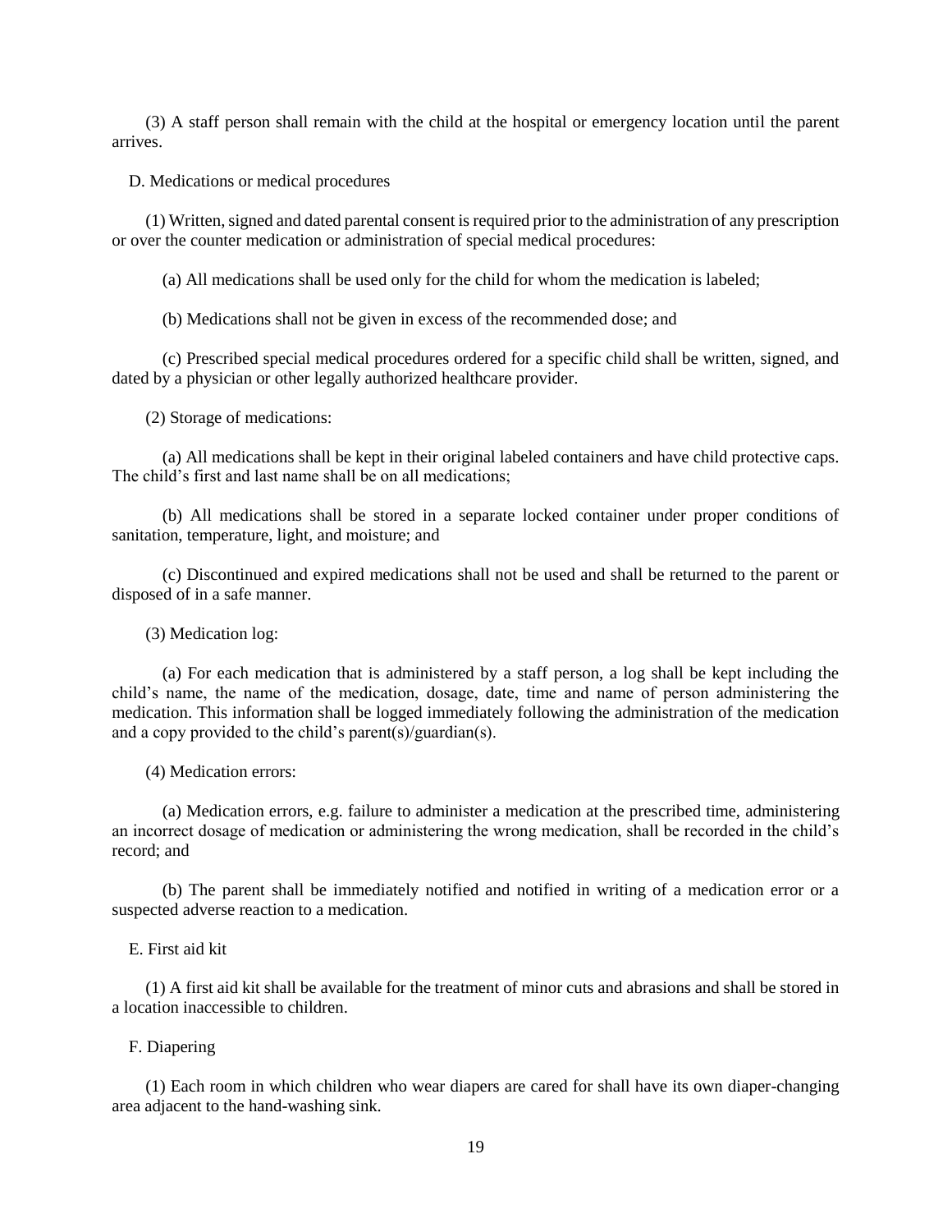(3) A staff person shall remain with the child at the hospital or emergency location until the parent arrives.

D. Medications or medical procedures

(1) Written, signed and dated parental consent is required prior to the administration of any prescription or over the counter medication or administration of special medical procedures:

(a) All medications shall be used only for the child for whom the medication is labeled;

(b) Medications shall not be given in excess of the recommended dose; and

(c) Prescribed special medical procedures ordered for a specific child shall be written, signed, and dated by a physician or other legally authorized healthcare provider.

(2) Storage of medications:

(a) All medications shall be kept in their original labeled containers and have child protective caps. The child's first and last name shall be on all medications;

(b) All medications shall be stored in a separate locked container under proper conditions of sanitation, temperature, light, and moisture; and

(c) Discontinued and expired medications shall not be used and shall be returned to the parent or disposed of in a safe manner.

(3) Medication log:

(a) For each medication that is administered by a staff person, a log shall be kept including the child's name, the name of the medication, dosage, date, time and name of person administering the medication. This information shall be logged immediately following the administration of the medication and a copy provided to the child's parent(s)/guardian(s).

(4) Medication errors:

(a) Medication errors, e.g. failure to administer a medication at the prescribed time, administering an incorrect dosage of medication or administering the wrong medication, shall be recorded in the child's record; and

(b) The parent shall be immediately notified and notified in writing of a medication error or a suspected adverse reaction to a medication.

E. First aid kit

(1) A first aid kit shall be available for the treatment of minor cuts and abrasions and shall be stored in a location inaccessible to children.

F. Diapering

(1) Each room in which children who wear diapers are cared for shall have its own diaper-changing area adjacent to the hand-washing sink.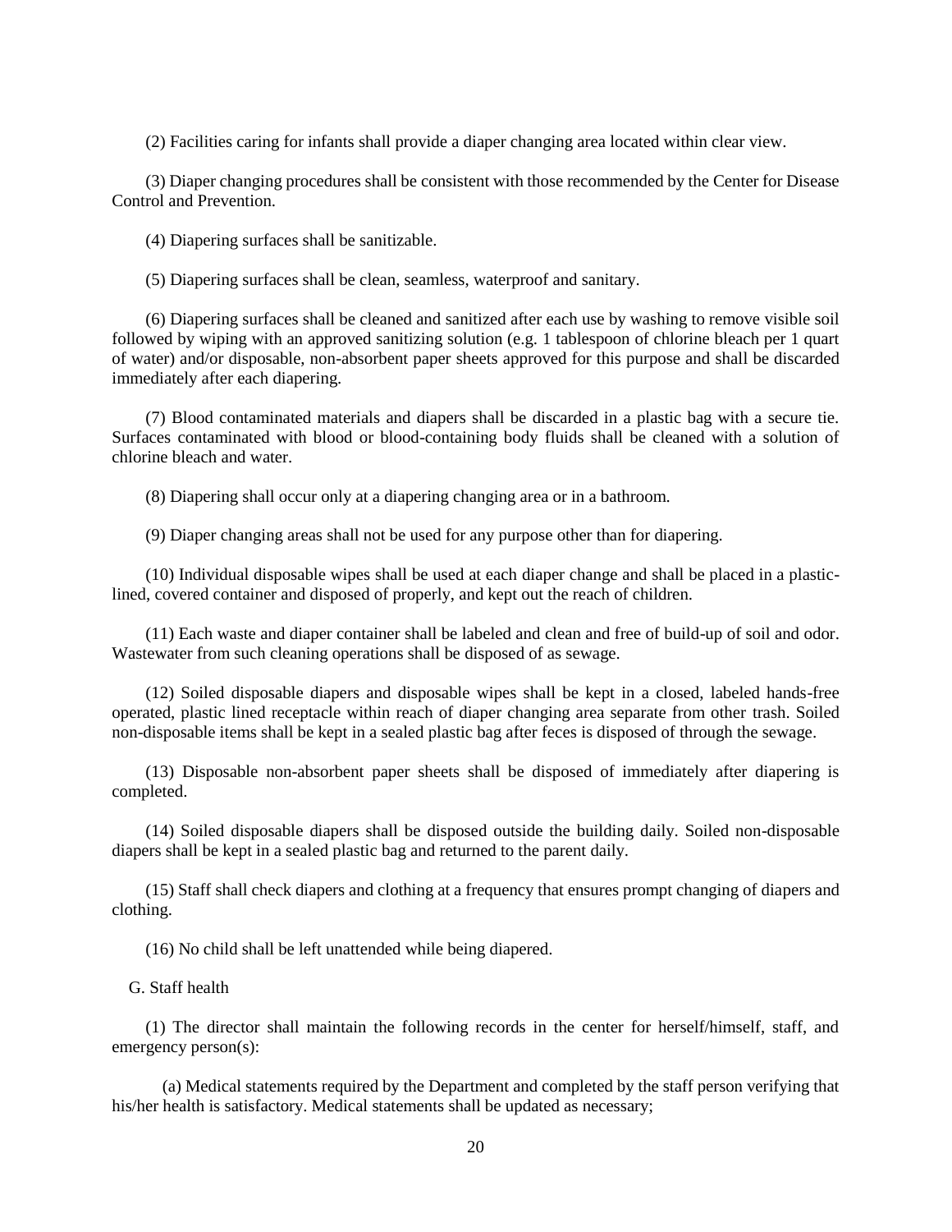(2) Facilities caring for infants shall provide a diaper changing area located within clear view.

(3) Diaper changing procedures shall be consistent with those recommended by the Center for Disease Control and Prevention.

(4) Diapering surfaces shall be sanitizable.

(5) Diapering surfaces shall be clean, seamless, waterproof and sanitary.

(6) Diapering surfaces shall be cleaned and sanitized after each use by washing to remove visible soil followed by wiping with an approved sanitizing solution (e.g. 1 tablespoon of chlorine bleach per 1 quart of water) and/or disposable, non-absorbent paper sheets approved for this purpose and shall be discarded immediately after each diapering.

(7) Blood contaminated materials and diapers shall be discarded in a plastic bag with a secure tie. Surfaces contaminated with blood or blood-containing body fluids shall be cleaned with a solution of chlorine bleach and water.

(8) Diapering shall occur only at a diapering changing area or in a bathroom.

(9) Diaper changing areas shall not be used for any purpose other than for diapering.

(10) Individual disposable wipes shall be used at each diaper change and shall be placed in a plastic-lined, covered container and disposed of properly, and kept out the reach of children.

(11) Each waste and diaper container shall be labeled and clean and free of build-up of soil and odor. Wastewater from such cleaning operations shall be disposed of as sewage.

(12) Soiled disposable diapers and disposable wipes shall be kept in a closed, labeled hands-free operated, plastic lined receptacle within reach of diaper changing area separate from other trash. Soiled non-disposable items shall be kept in a sealed plastic bag after feces is disposed of through the sewage.

(13) Disposable non-absorbent paper sheets shall be disposed of immediately after diapering is completed.

(14) Soiled disposable diapers shall be disposed outside the building daily. Soiled non-disposable diapers shall be kept in a sealed plastic bag and returned to the parent daily.

(15) Staff shall check diapers and clothing at a frequency that ensures prompt changing of diapers and clothing.

(16) No child shall be left unattended while being diapered.

G. Staff health

(1) The director shall maintain the following records in the center for herself/himself, staff, and emergency person(s):

(a) Medical statements required by the Department and completed by the staff person verifying that his/her health is satisfactory. Medical statements shall be updated as necessary;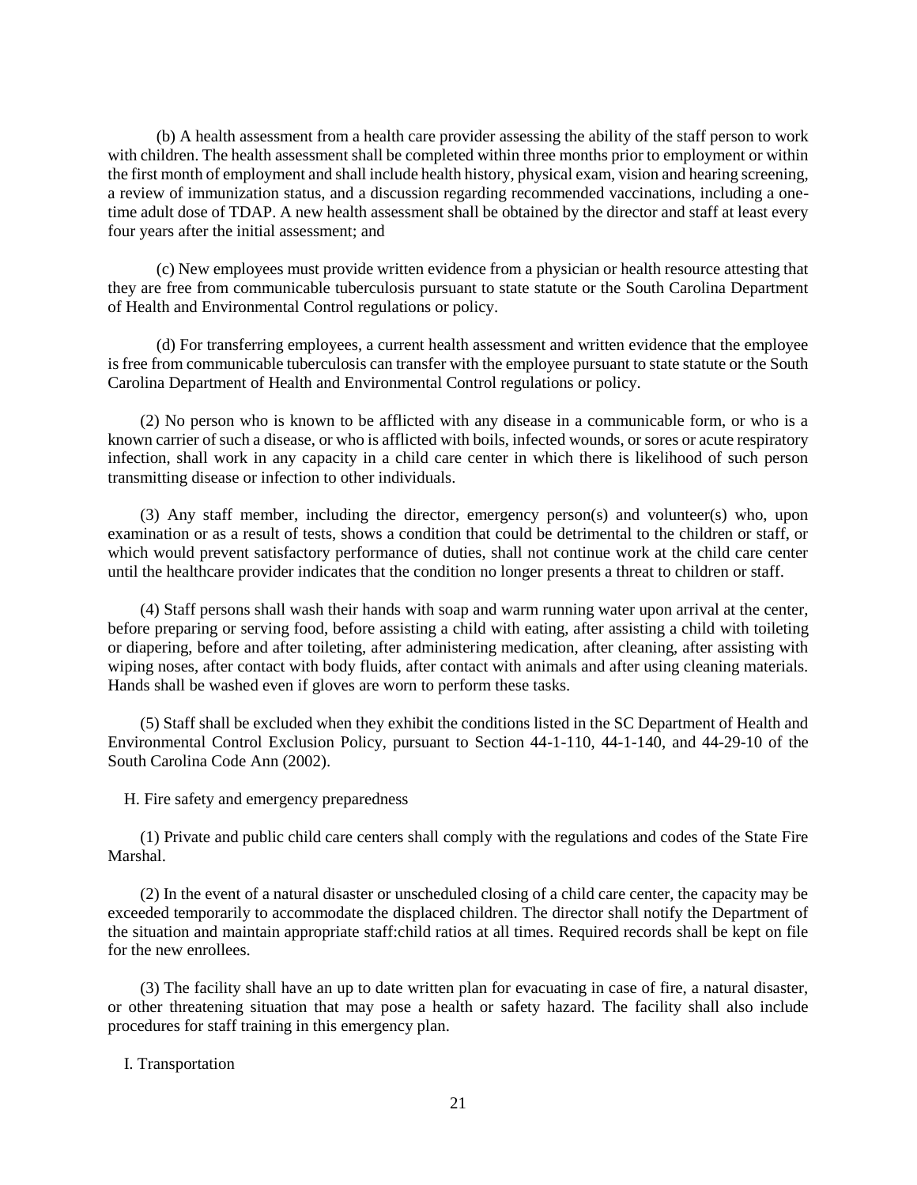(b) A health assessment from a health care provider assessing the ability of the staff person to work with children. The health assessment shall be completed within three months prior to employment or within the first month of employment and shall include health history, physical exam, vision and hearing screening, a review of immunization status, and a discussion regarding recommended vaccinations, including a one-time adult dose of TDAP. A new health assessment shall be obtained by the director and staff at least every four years after the initial assessment; and

(c) New employees must provide written evidence from a physician or health resource attesting that they are free from communicable tuberculosis pursuant to state statute or the South Carolina Department of Health and Environmental Control regulations or policy.

(d) For transferring employees, a current health assessment and written evidence that the employee is free from communicable tuberculosis can transfer with the employee pursuant to state statute or the South Carolina Department of Health and Environmental Control regulations or policy.

(2) No person who is known to be afflicted with any disease in a communicable form, or who is a known carrier of such a disease, or who is afflicted with boils, infected wounds, or sores or acute respiratory infection, shall work in any capacity in a child care center in which there is likelihood of such person transmitting disease or infection to other individuals.

(3) Any staff member, including the director, emergency person(s) and volunteer(s) who, upon examination or as a result of tests, shows a condition that could be detrimental to the children or staff, or which would prevent satisfactory performance of duties, shall not continue work at the child care center until the healthcare provider indicates that the condition no longer presents a threat to children or staff.

(4) Staff persons shall wash their hands with soap and warm running water upon arrival at the center, before preparing or serving food, before assisting a child with eating, after assisting a child with toileting or diapering, before and after toileting, after administering medication, after cleaning, after assisting with wiping noses, after contact with body fluids, after contact with animals and after using cleaning materials. Hands shall be washed even if gloves are worn to perform these tasks.

(5) Staff shall be excluded when they exhibit the conditions listed in the SC Department of Health and Environmental Control Exclusion Policy, pursuant to Section 44-1-110, 44-1-140, and 44-29-10 of the South Carolina Code Ann (2002).

H. Fire safety and emergency preparedness

(1) Private and public child care centers shall comply with the regulations and codes of the State Fire Marshal.

(2) In the event of a natural disaster or unscheduled closing of a child care center, the capacity may be exceeded temporarily to accommodate the displaced children. The director shall notify the Department of the situation and maintain appropriate staff:child ratios at all times. Required records shall be kept on file for the new enrollees.

(3) The facility shall have an up to date written plan for evacuating in case of fire, a natural disaster, or other threatening situation that may pose a health or safety hazard. The facility shall also include procedures for staff training in this emergency plan.

I. Transportation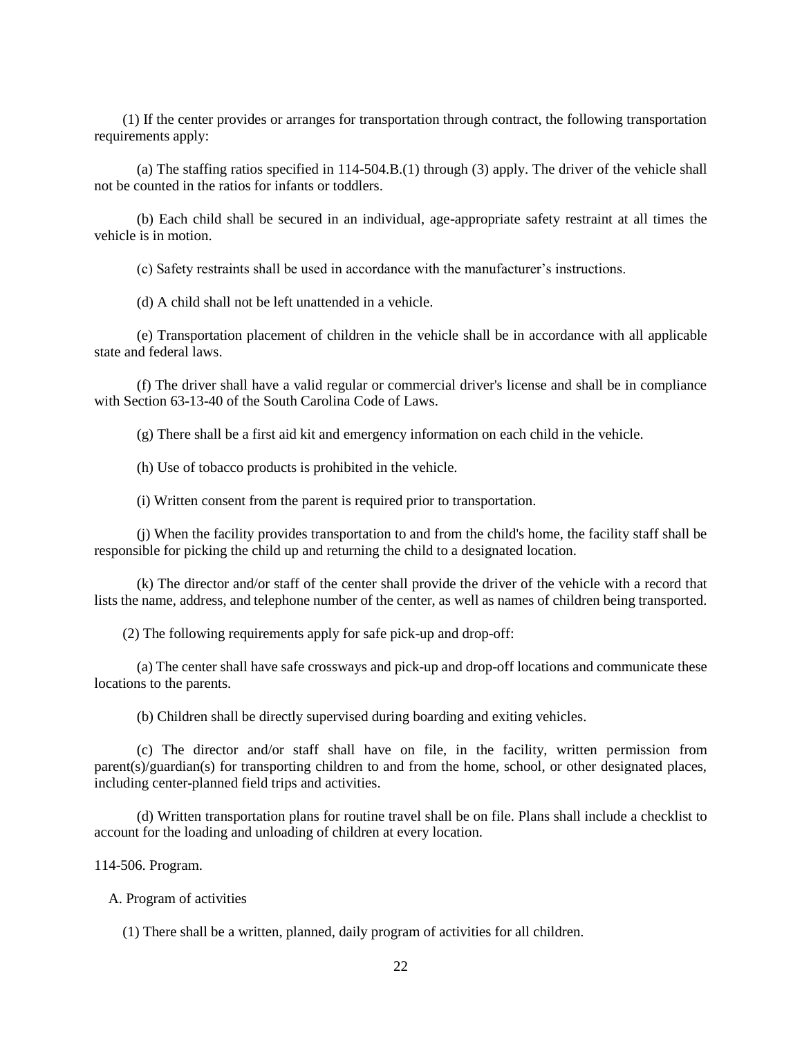(1) If the center provides or arranges for transportation through contract, the following transportation requirements apply:

(a) The staffing ratios specified in 114-504.B.(1) through (3) apply. The driver of the vehicle shall not be counted in the ratios for infants or toddlers.

(b) Each child shall be secured in an individual, age-appropriate safety restraint at all times the vehicle is in motion.

(c) Safety restraints shall be used in accordance with the manufacturer's instructions.

(d) A child shall not be left unattended in a vehicle.

(e) Transportation placement of children in the vehicle shall be in accordance with all applicable state and federal laws.

(f) The driver shall have a valid regular or commercial driver's license and shall be in compliance with Section 63-13-40 of the South Carolina Code of Laws.

(g) There shall be a first aid kit and emergency information on each child in the vehicle.

(h) Use of tobacco products is prohibited in the vehicle.

(i) Written consent from the parent is required prior to transportation.

(j) When the facility provides transportation to and from the child's home, the facility staff shall be responsible for picking the child up and returning the child to a designated location.

(k) The director and/or staff of the center shall provide the driver of the vehicle with a record that lists the name, address, and telephone number of the center, as well as names of children being transported.

(2) The following requirements apply for safe pick-up and drop-off:

(a) The center shall have safe crossways and pick-up and drop-off locations and communicate these locations to the parents.

(b) Children shall be directly supervised during boarding and exiting vehicles.

(c) The director and/or staff shall have on file, in the facility, written permission from parent(s)/guardian(s) for transporting children to and from the home, school, or other designated places, including center-planned field trips and activities.

(d) Written transportation plans for routine travel shall be on file. Plans shall include a checklist to account for the loading and unloading of children at every location.

114-506. Program.

A. Program of activities

(1) There shall be a written, planned, daily program of activities for all children.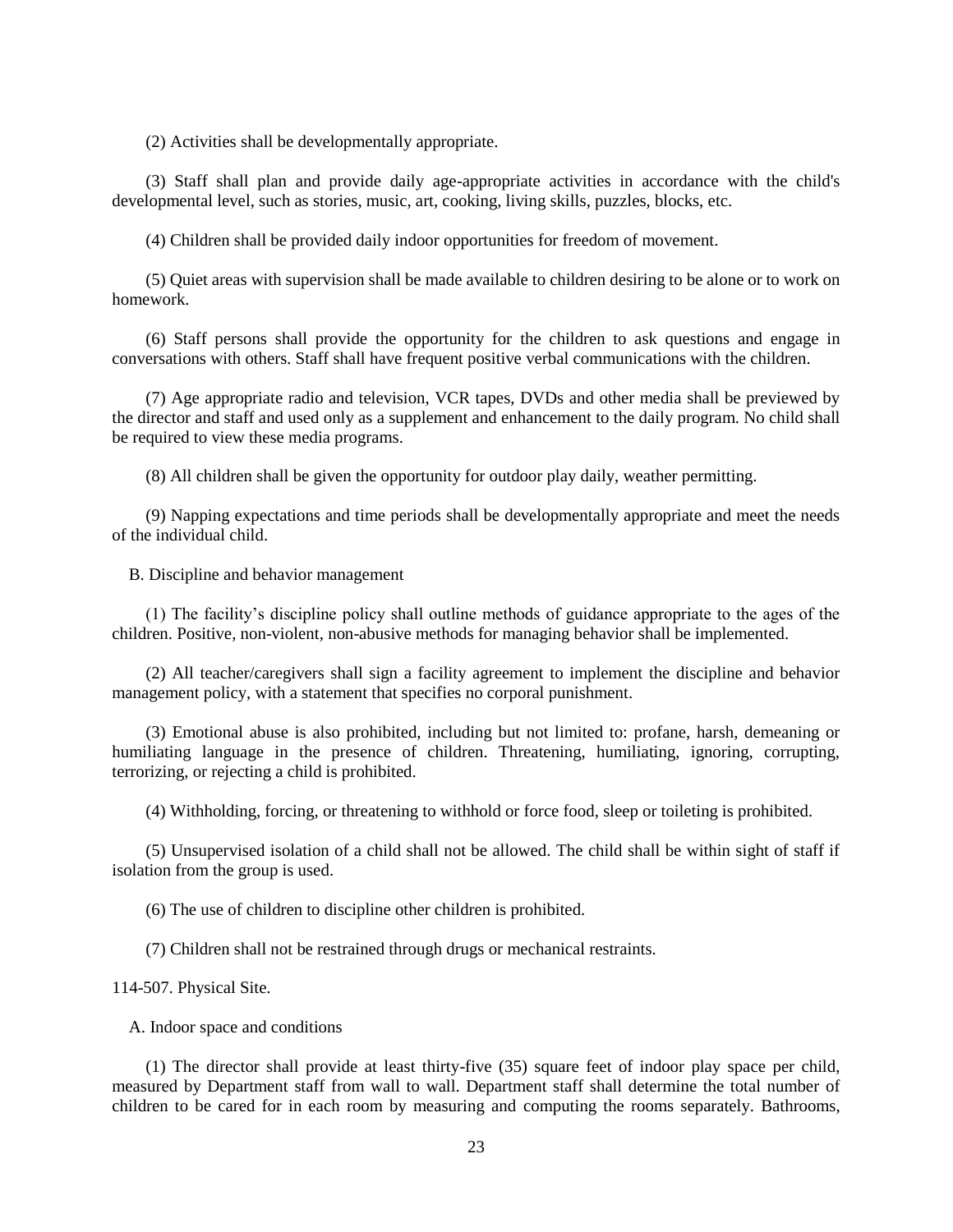(2) Activities shall be developmentally appropriate.

(3) Staff shall plan and provide daily age-appropriate activities in accordance with the child's developmental level, such as stories, music, art, cooking, living skills, puzzles, blocks, etc.

(4) Children shall be provided daily indoor opportunities for freedom of movement.

(5) Quiet areas with supervision shall be made available to children desiring to be alone or to work on homework.

(6) Staff persons shall provide the opportunity for the children to ask questions and engage in conversations with others. Staff shall have frequent positive verbal communications with the children.

(7) Age appropriate radio and television, VCR tapes, DVDs and other media shall be previewed by the director and staff and used only as a supplement and enhancement to the daily program. No child shall be required to view these media programs.

(8) All children shall be given the opportunity for outdoor play daily, weather permitting.

(9) Napping expectations and time periods shall be developmentally appropriate and meet the needs of the individual child.

B. Discipline and behavior management

(1) The facility's discipline policy shall outline methods of guidance appropriate to the ages of the children. Positive, non-violent, non-abusive methods for managing behavior shall be implemented.

(2) All teacher/caregivers shall sign a facility agreement to implement the discipline and behavior management policy, with a statement that specifies no corporal punishment.

(3) Emotional abuse is also prohibited, including but not limited to: profane, harsh, demeaning or humiliating language in the presence of children. Threatening, humiliating, ignoring, corrupting, terrorizing, or rejecting a child is prohibited.

(4) Withholding, forcing, or threatening to withhold or force food, sleep or toileting is prohibited.

(5) Unsupervised isolation of a child shall not be allowed. The child shall be within sight of staff if isolation from the group is used.

(6) The use of children to discipline other children is prohibited.

(7) Children shall not be restrained through drugs or mechanical restraints.

114-507. Physical Site.

A. Indoor space and conditions

(1) The director shall provide at least thirty-five (35) square feet of indoor play space per child, measured by Department staff from wall to wall. Department staff shall determine the total number of children to be cared for in each room by measuring and computing the rooms separately. Bathrooms,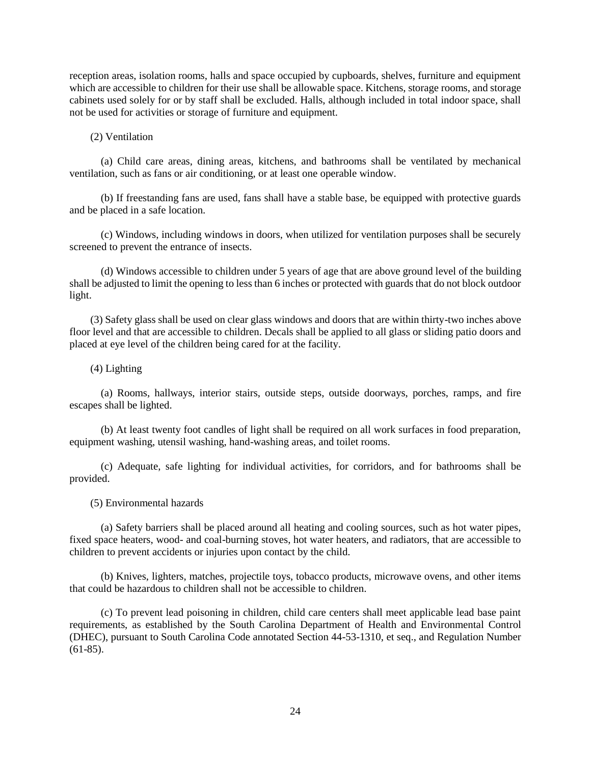reception areas, isolation rooms, halls and space occupied by cupboards, shelves, furniture and equipment which are accessible to children for their use shall be allowable space. Kitchens, storage rooms, and storage cabinets used solely for or by staff shall be excluded. Halls, although included in total indoor space, shall not be used for activities or storage of furniture and equipment.

(2) Ventilation

(a) Child care areas, dining areas, kitchens, and bathrooms shall be ventilated by mechanical ventilation, such as fans or air conditioning, or at least one operable window.

(b) If freestanding fans are used, fans shall have a stable base, be equipped with protective guards and be placed in a safe location.

(c) Windows, including windows in doors, when utilized for ventilation purposes shall be securely screened to prevent the entrance of insects.

(d) Windows accessible to children under 5 years of age that are above ground level of the building shall be adjusted to limit the opening to less than 6 inches or protected with guards that do not block outdoor light.

(3) Safety glass shall be used on clear glass windows and doors that are within thirty-two inches above floor level and that are accessible to children. Decals shall be applied to all glass or sliding patio doors and placed at eye level of the children being cared for at the facility.

(4) Lighting

(a) Rooms, hallways, interior stairs, outside steps, outside doorways, porches, ramps, and fire escapes shall be lighted.

(b) At least twenty foot candles of light shall be required on all work surfaces in food preparation, equipment washing, utensil washing, hand-washing areas, and toilet rooms.

(c) Adequate, safe lighting for individual activities, for corridors, and for bathrooms shall be provided.

(5) Environmental hazards

(a) Safety barriers shall be placed around all heating and cooling sources, such as hot water pipes, fixed space heaters, wood- and coal-burning stoves, hot water heaters, and radiators, that are accessible to children to prevent accidents or injuries upon contact by the child.

(b) Knives, lighters, matches, projectile toys, tobacco products, microwave ovens, and other items that could be hazardous to children shall not be accessible to children.

(c) To prevent lead poisoning in children, child care centers shall meet applicable lead base paint requirements, as established by the South Carolina Department of Health and Environmental Control (DHEC), pursuant to South Carolina Code annotated Section 44-53-1310, et seq., and Regulation Number (61-85).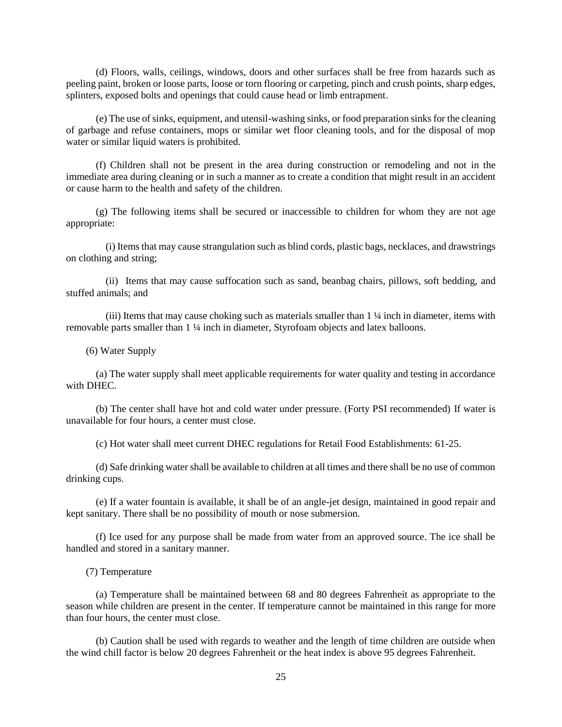(d) Floors, walls, ceilings, windows, doors and other surfaces shall be free from hazards such as peeling paint, broken or loose parts, loose or torn flooring or carpeting, pinch and crush points, sharp edges, splinters, exposed bolts and openings that could cause head or limb entrapment.

(e) The use of sinks, equipment, and utensil-washing sinks, or food preparation sinks for the cleaning of garbage and refuse containers, mops or similar wet floor cleaning tools, and for the disposal of mop water or similar liquid waters is prohibited.

(f) Children shall not be present in the area during construction or remodeling and not in the immediate area during cleaning or in such a manner as to create a condition that might result in an accident or cause harm to the health and safety of the children.

(g) The following items shall be secured or inaccessible to children for whom they are not age appropriate:

(i) Items that may cause strangulation such as blind cords, plastic bags, necklaces, and drawstrings on clothing and string;

(ii) Items that may cause suffocation such as sand, beanbag chairs, pillows, soft bedding, and stuffed animals; and

(iii) Items that may cause choking such as materials smaller than 1 ¼ inch in diameter, items with removable parts smaller than 1 ¼ inch in diameter, Styrofoam objects and latex balloons.

(6) Water Supply

(a) The water supply shall meet applicable requirements for water quality and testing in accordance with DHEC.

(b) The center shall have hot and cold water under pressure. (Forty PSI recommended) If water is unavailable for four hours, a center must close.

(c) Hot water shall meet current DHEC regulations for Retail Food Establishments: 61-25.

(d) Safe drinking water shall be available to children at all times and there shall be no use of common drinking cups.

(e) If a water fountain is available, it shall be of an angle-jet design, maintained in good repair and kept sanitary. There shall be no possibility of mouth or nose submersion.

(f) Ice used for any purpose shall be made from water from an approved source. The ice shall be handled and stored in a sanitary manner.

(7) Temperature

(a) Temperature shall be maintained between 68 and 80 degrees Fahrenheit as appropriate to the season while children are present in the center. If temperature cannot be maintained in this range for more than four hours, the center must close.

(b) Caution shall be used with regards to weather and the length of time children are outside when the wind chill factor is below 20 degrees Fahrenheit or the heat index is above 95 degrees Fahrenheit.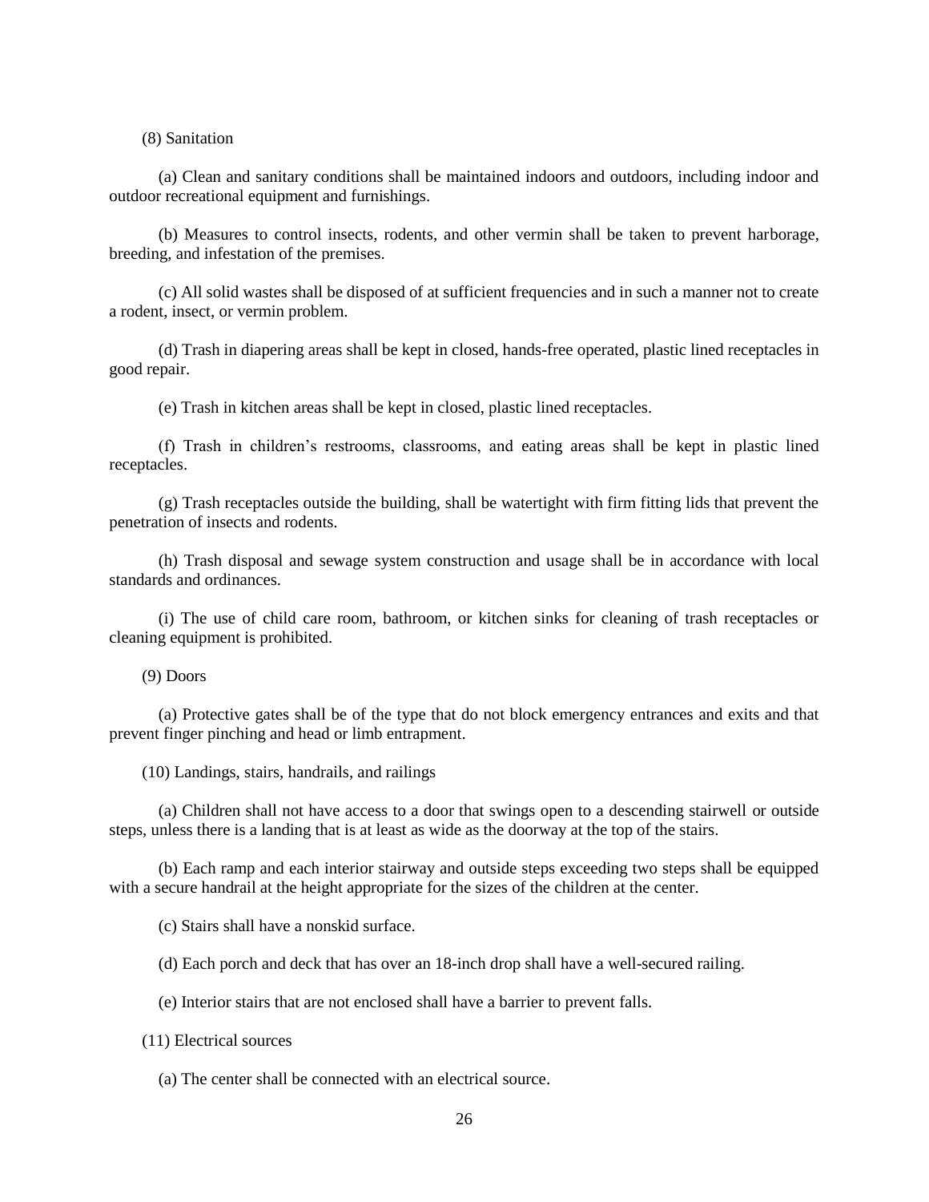(8) Sanitation

(a) Clean and sanitary conditions shall be maintained indoors and outdoors, including indoor and outdoor recreational equipment and furnishings.

(b) Measures to control insects, rodents, and other vermin shall be taken to prevent harborage, breeding, and infestation of the premises.

(c) All solid wastes shall be disposed of at sufficient frequencies and in such a manner not to create a rodent, insect, or vermin problem.

(d) Trash in diapering areas shall be kept in closed, hands-free operated, plastic lined receptacles in good repair.

(e) Trash in kitchen areas shall be kept in closed, plastic lined receptacles.

(f) Trash in children's restrooms, classrooms, and eating areas shall be kept in plastic lined receptacles.

(g) Trash receptacles outside the building, shall be watertight with firm fitting lids that prevent the penetration of insects and rodents.

(h) Trash disposal and sewage system construction and usage shall be in accordance with local standards and ordinances.

(i) The use of child care room, bathroom, or kitchen sinks for cleaning of trash receptacles or cleaning equipment is prohibited.

(9) Doors

(a) Protective gates shall be of the type that do not block emergency entrances and exits and that prevent finger pinching and head or limb entrapment.

(10) Landings, stairs, handrails, and railings

(a) Children shall not have access to a door that swings open to a descending stairwell or outside steps, unless there is a landing that is at least as wide as the doorway at the top of the stairs.

(b) Each ramp and each interior stairway and outside steps exceeding two steps shall be equipped with a secure handrail at the height appropriate for the sizes of the children at the center.

(c) Stairs shall have a nonskid surface.

(d) Each porch and deck that has over an 18-inch drop shall have a well-secured railing.

(e) Interior stairs that are not enclosed shall have a barrier to prevent falls.

(11) Electrical sources

(a) The center shall be connected with an electrical source.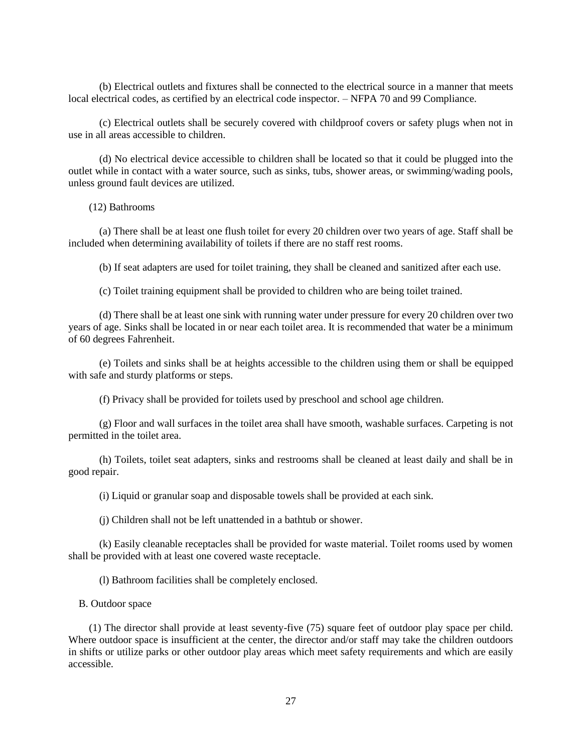(b) Electrical outlets and fixtures shall be connected to the electrical source in a manner that meets local electrical codes, as certified by an electrical code inspector. – NFPA 70 and 99 Compliance.

(c) Electrical outlets shall be securely covered with childproof covers or safety plugs when not in use in all areas accessible to children.

(d) No electrical device accessible to children shall be located so that it could be plugged into the outlet while in contact with a water source, such as sinks, tubs, shower areas, or swimming/wading pools, unless ground fault devices are utilized.

(12) Bathrooms

(a) There shall be at least one flush toilet for every 20 children over two years of age. Staff shall be included when determining availability of toilets if there are no staff rest rooms.

(b) If seat adapters are used for toilet training, they shall be cleaned and sanitized after each use.

(c) Toilet training equipment shall be provided to children who are being toilet trained.

(d) There shall be at least one sink with running water under pressure for every 20 children over two years of age. Sinks shall be located in or near each toilet area. It is recommended that water be a minimum of 60 degrees Fahrenheit.

(e) Toilets and sinks shall be at heights accessible to the children using them or shall be equipped with safe and sturdy platforms or steps.

(f) Privacy shall be provided for toilets used by preschool and school age children.

(g) Floor and wall surfaces in the toilet area shall have smooth, washable surfaces. Carpeting is not permitted in the toilet area.

(h) Toilets, toilet seat adapters, sinks and restrooms shall be cleaned at least daily and shall be in good repair.

(i) Liquid or granular soap and disposable towels shall be provided at each sink.

(j) Children shall not be left unattended in a bathtub or shower.

(k) Easily cleanable receptacles shall be provided for waste material. Toilet rooms used by women shall be provided with at least one covered waste receptacle.

(l) Bathroom facilities shall be completely enclosed.

B. Outdoor space

(1) The director shall provide at least seventy-five (75) square feet of outdoor play space per child. Where outdoor space is insufficient at the center, the director and/or staff may take the children outdoors in shifts or utilize parks or other outdoor play areas which meet safety requirements and which are easily accessible.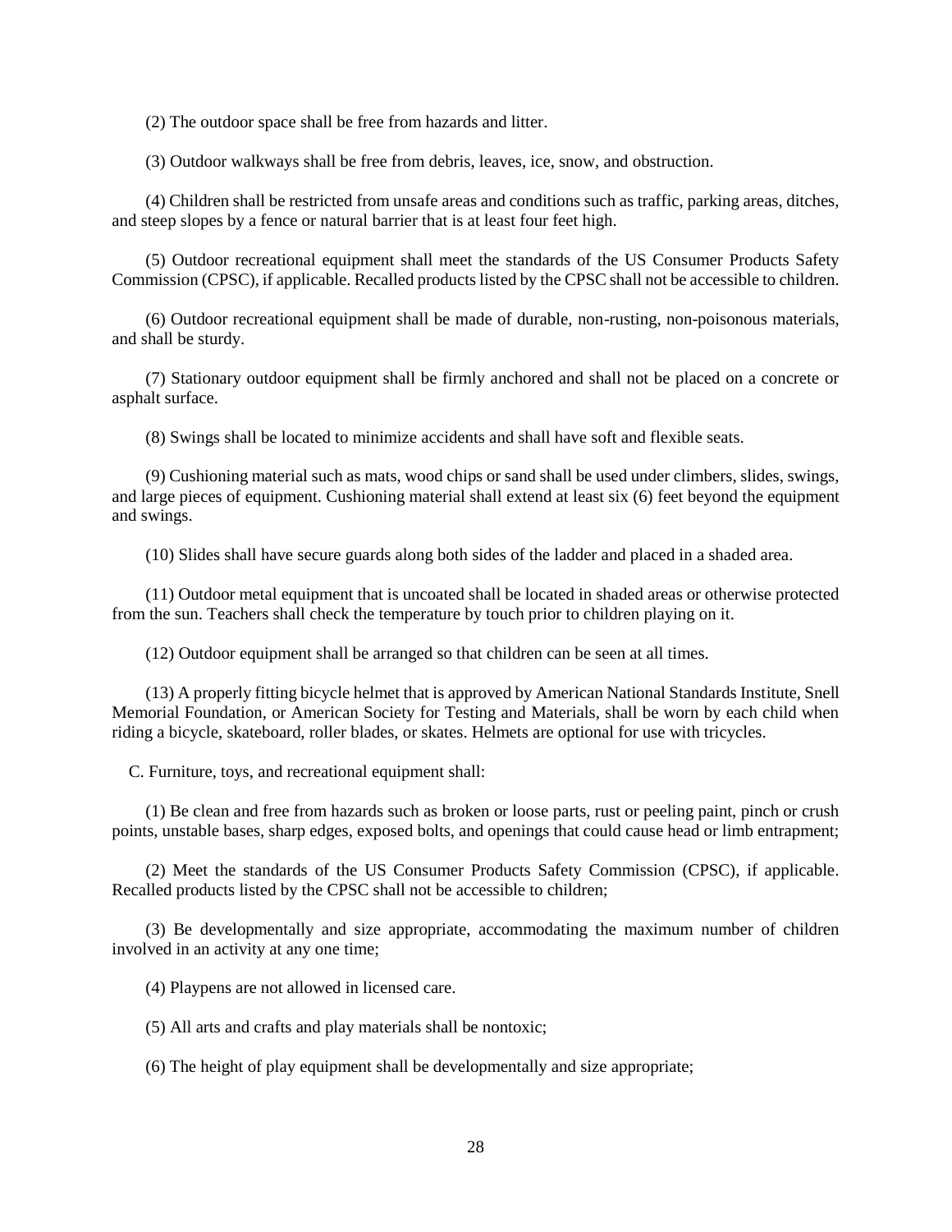(2) The outdoor space shall be free from hazards and litter.

(3) Outdoor walkways shall be free from debris, leaves, ice, snow, and obstruction.

(4) Children shall be restricted from unsafe areas and conditions such as traffic, parking areas, ditches, and steep slopes by a fence or natural barrier that is at least four feet high.

(5) Outdoor recreational equipment shall meet the standards of the US Consumer Products Safety Commission (CPSC), if applicable. Recalled products listed by the CPSC shall not be accessible to children.

(6) Outdoor recreational equipment shall be made of durable, non-rusting, non-poisonous materials, and shall be sturdy.

(7) Stationary outdoor equipment shall be firmly anchored and shall not be placed on a concrete or asphalt surface.

(8) Swings shall be located to minimize accidents and shall have soft and flexible seats.

(9) Cushioning material such as mats, wood chips or sand shall be used under climbers, slides, swings, and large pieces of equipment. Cushioning material shall extend at least six (6) feet beyond the equipment and swings.

(10) Slides shall have secure guards along both sides of the ladder and placed in a shaded area.

(11) Outdoor metal equipment that is uncoated shall be located in shaded areas or otherwise protected from the sun. Teachers shall check the temperature by touch prior to children playing on it.

(12) Outdoor equipment shall be arranged so that children can be seen at all times.

(13) A properly fitting bicycle helmet that is approved by American National Standards Institute, Snell Memorial Foundation, or American Society for Testing and Materials, shall be worn by each child when riding a bicycle, skateboard, roller blades, or skates. Helmets are optional for use with tricycles.

C. Furniture, toys, and recreational equipment shall:

(1) Be clean and free from hazards such as broken or loose parts, rust or peeling paint, pinch or crush points, unstable bases, sharp edges, exposed bolts, and openings that could cause head or limb entrapment;

(2) Meet the standards of the US Consumer Products Safety Commission (CPSC), if applicable. Recalled products listed by the CPSC shall not be accessible to children;

(3) Be developmentally and size appropriate, accommodating the maximum number of children involved in an activity at any one time;

(4) Playpens are not allowed in licensed care.

(5) All arts and crafts and play materials shall be nontoxic;

(6) The height of play equipment shall be developmentally and size appropriate;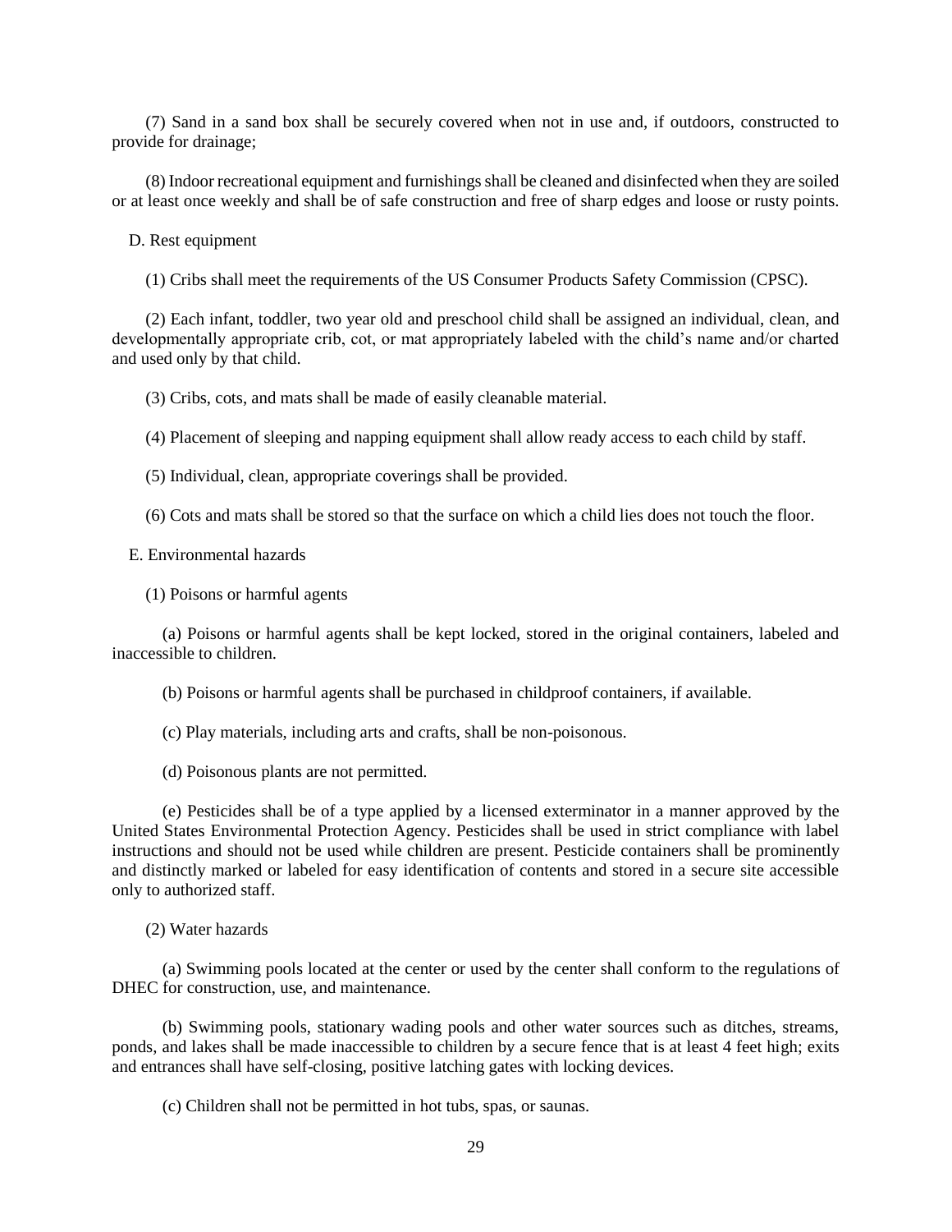(7) Sand in a sand box shall be securely covered when not in use and, if outdoors, constructed to provide for drainage;

(8) Indoor recreational equipment and furnishings shall be cleaned and disinfected when they are soiled or at least once weekly and shall be of safe construction and free of sharp edges and loose or rusty points.

D. Rest equipment

(1) Cribs shall meet the requirements of the US Consumer Products Safety Commission (CPSC).

(2) Each infant, toddler, two year old and preschool child shall be assigned an individual, clean, and developmentally appropriate crib, cot, or mat appropriately labeled with the child's name and/or charted and used only by that child.

(3) Cribs, cots, and mats shall be made of easily cleanable material.

(4) Placement of sleeping and napping equipment shall allow ready access to each child by staff.

(5) Individual, clean, appropriate coverings shall be provided.

(6) Cots and mats shall be stored so that the surface on which a child lies does not touch the floor.

E. Environmental hazards

(1) Poisons or harmful agents

(a) Poisons or harmful agents shall be kept locked, stored in the original containers, labeled and inaccessible to children.

(b) Poisons or harmful agents shall be purchased in childproof containers, if available.

(c) Play materials, including arts and crafts, shall be non-poisonous.

(d) Poisonous plants are not permitted.

(e) Pesticides shall be of a type applied by a licensed exterminator in a manner approved by the United States Environmental Protection Agency. Pesticides shall be used in strict compliance with label instructions and should not be used while children are present. Pesticide containers shall be prominently and distinctly marked or labeled for easy identification of contents and stored in a secure site accessible only to authorized staff.

(2) Water hazards

(a) Swimming pools located at the center or used by the center shall conform to the regulations of DHEC for construction, use, and maintenance.

(b) Swimming pools, stationary wading pools and other water sources such as ditches, streams, ponds, and lakes shall be made inaccessible to children by a secure fence that is at least 4 feet high; exits and entrances shall have self-closing, positive latching gates with locking devices.

(c) Children shall not be permitted in hot tubs, spas, or saunas.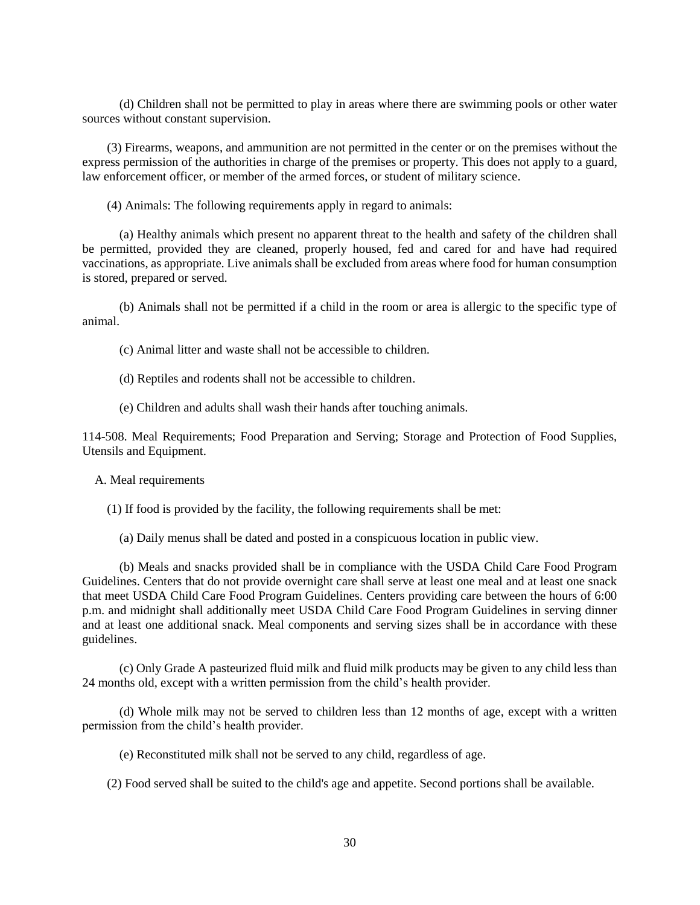(d) Children shall not be permitted to play in areas where there are swimming pools or other water sources without constant supervision.

(3) Firearms, weapons, and ammunition are not permitted in the center or on the premises without the express permission of the authorities in charge of the premises or property. This does not apply to a guard, law enforcement officer, or member of the armed forces, or student of military science.

(4) Animals: The following requirements apply in regard to animals:

(a) Healthy animals which present no apparent threat to the health and safety of the children shall be permitted, provided they are cleaned, properly housed, fed and cared for and have had required vaccinations, as appropriate. Live animals shall be excluded from areas where food for human consumption is stored, prepared or served.

(b) Animals shall not be permitted if a child in the room or area is allergic to the specific type of animal.

(c) Animal litter and waste shall not be accessible to children.

(d) Reptiles and rodents shall not be accessible to children.

(e) Children and adults shall wash their hands after touching animals.

114-508. Meal Requirements; Food Preparation and Serving; Storage and Protection of Food Supplies, Utensils and Equipment.

A. Meal requirements

(1) If food is provided by the facility, the following requirements shall be met:

(a) Daily menus shall be dated and posted in a conspicuous location in public view.

(b) Meals and snacks provided shall be in compliance with the USDA Child Care Food Program Guidelines. Centers that do not provide overnight care shall serve at least one meal and at least one snack that meet USDA Child Care Food Program Guidelines. Centers providing care between the hours of 6:00 p.m. and midnight shall additionally meet USDA Child Care Food Program Guidelines in serving dinner and at least one additional snack. Meal components and serving sizes shall be in accordance with these guidelines.

(c) Only Grade A pasteurized fluid milk and fluid milk products may be given to any child less than 24 months old, except with a written permission from the child's health provider.

(d) Whole milk may not be served to children less than 12 months of age, except with a written permission from the child's health provider.

(e) Reconstituted milk shall not be served to any child, regardless of age.

(2) Food served shall be suited to the child's age and appetite. Second portions shall be available.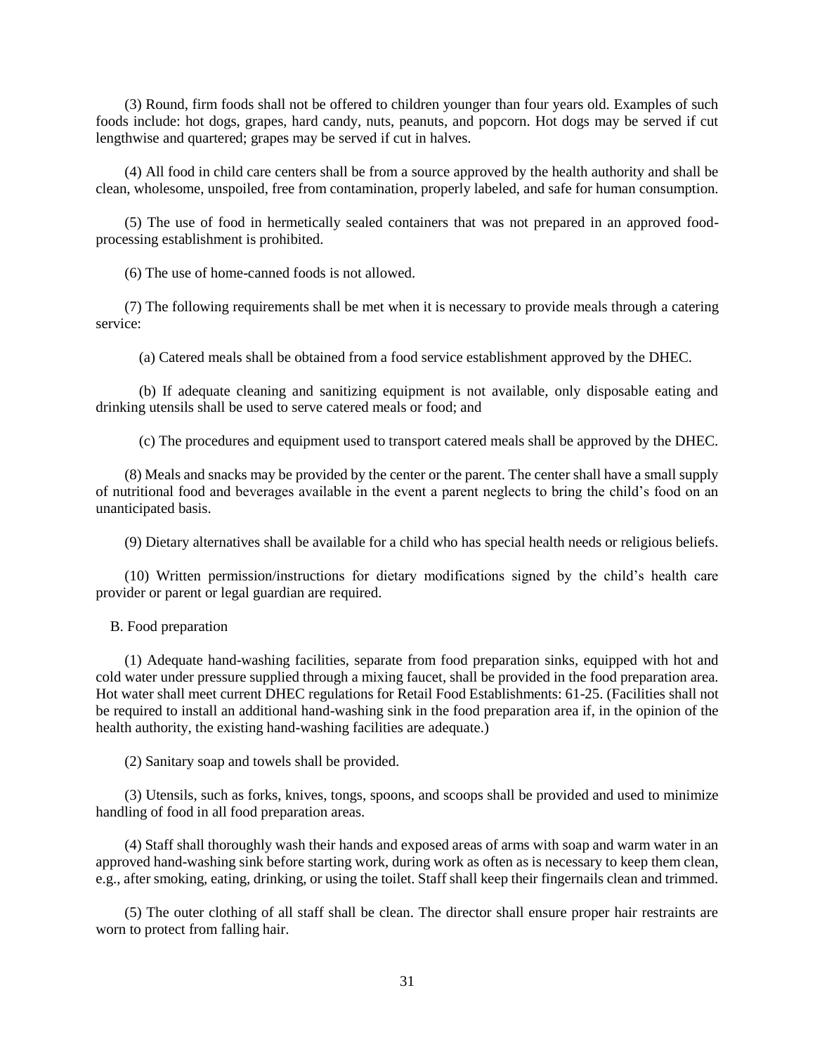(3) Round, firm foods shall not be offered to children younger than four years old. Examples of such foods include: hot dogs, grapes, hard candy, nuts, peanuts, and popcorn. Hot dogs may be served if cut lengthwise and quartered; grapes may be served if cut in halves.

(4) All food in child care centers shall be from a source approved by the health authority and shall be clean, wholesome, unspoiled, free from contamination, properly labeled, and safe for human consumption.

(5) The use of food in hermetically sealed containers that was not prepared in an approved food-processing establishment is prohibited.

(6) The use of home-canned foods is not allowed.

(7) The following requirements shall be met when it is necessary to provide meals through a catering service:

(a) Catered meals shall be obtained from a food service establishment approved by the DHEC.

(b) If adequate cleaning and sanitizing equipment is not available, only disposable eating and drinking utensils shall be used to serve catered meals or food; and

(c) The procedures and equipment used to transport catered meals shall be approved by the DHEC.

(8) Meals and snacks may be provided by the center or the parent. The center shall have a small supply of nutritional food and beverages available in the event a parent neglects to bring the child's food on an unanticipated basis.

(9) Dietary alternatives shall be available for a child who has special health needs or religious beliefs.

(10) Written permission/instructions for dietary modifications signed by the child's health care provider or parent or legal guardian are required.

B. Food preparation

(1) Adequate hand-washing facilities, separate from food preparation sinks, equipped with hot and cold water under pressure supplied through a mixing faucet, shall be provided in the food preparation area. Hot water shall meet current DHEC regulations for Retail Food Establishments: 61-25. (Facilities shall not be required to install an additional hand-washing sink in the food preparation area if, in the opinion of the health authority, the existing hand-washing facilities are adequate.)

(2) Sanitary soap and towels shall be provided.

(3) Utensils, such as forks, knives, tongs, spoons, and scoops shall be provided and used to minimize handling of food in all food preparation areas.

(4) Staff shall thoroughly wash their hands and exposed areas of arms with soap and warm water in an approved hand-washing sink before starting work, during work as often as is necessary to keep them clean, e.g., after smoking, eating, drinking, or using the toilet. Staff shall keep their fingernails clean and trimmed.

(5) The outer clothing of all staff shall be clean. The director shall ensure proper hair restraints are worn to protect from falling hair.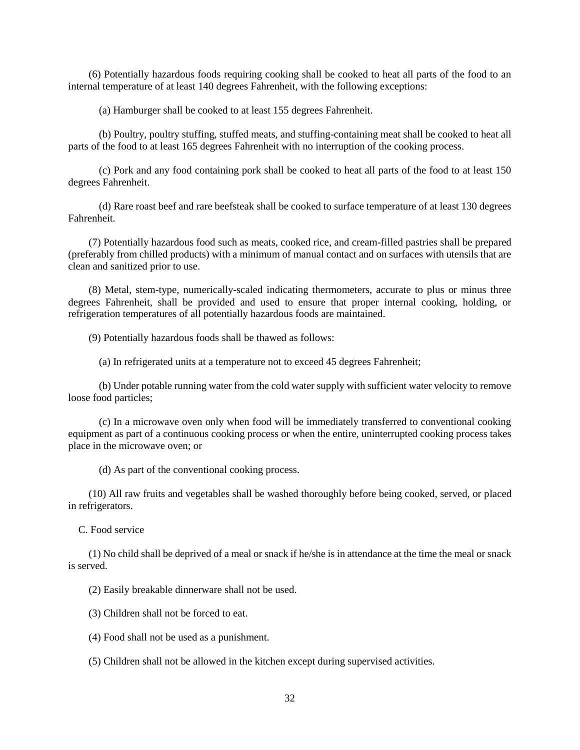(6) Potentially hazardous foods requiring cooking shall be cooked to heat all parts of the food to an internal temperature of at least 140 degrees Fahrenheit, with the following exceptions:

(a) Hamburger shall be cooked to at least 155 degrees Fahrenheit.

(b) Poultry, poultry stuffing, stuffed meats, and stuffing-containing meat shall be cooked to heat all parts of the food to at least 165 degrees Fahrenheit with no interruption of the cooking process.

(c) Pork and any food containing pork shall be cooked to heat all parts of the food to at least 150 degrees Fahrenheit.

(d) Rare roast beef and rare beefsteak shall be cooked to surface temperature of at least 130 degrees Fahrenheit.

(7) Potentially hazardous food such as meats, cooked rice, and cream-filled pastries shall be prepared (preferably from chilled products) with a minimum of manual contact and on surfaces with utensils that are clean and sanitized prior to use.

(8) Metal, stem-type, numerically-scaled indicating thermometers, accurate to plus or minus three degrees Fahrenheit, shall be provided and used to ensure that proper internal cooking, holding, or refrigeration temperatures of all potentially hazardous foods are maintained.

(9) Potentially hazardous foods shall be thawed as follows:

(a) In refrigerated units at a temperature not to exceed 45 degrees Fahrenheit;

(b) Under potable running water from the cold water supply with sufficient water velocity to remove loose food particles;

(c) In a microwave oven only when food will be immediately transferred to conventional cooking equipment as part of a continuous cooking process or when the entire, uninterrupted cooking process takes place in the microwave oven; or

(d) As part of the conventional cooking process.

(10) All raw fruits and vegetables shall be washed thoroughly before being cooked, served, or placed in refrigerators.

C. Food service

(1) No child shall be deprived of a meal or snack if he/she is in attendance at the time the meal or snack is served.

(2) Easily breakable dinnerware shall not be used.

(3) Children shall not be forced to eat.

(4) Food shall not be used as a punishment.

(5) Children shall not be allowed in the kitchen except during supervised activities.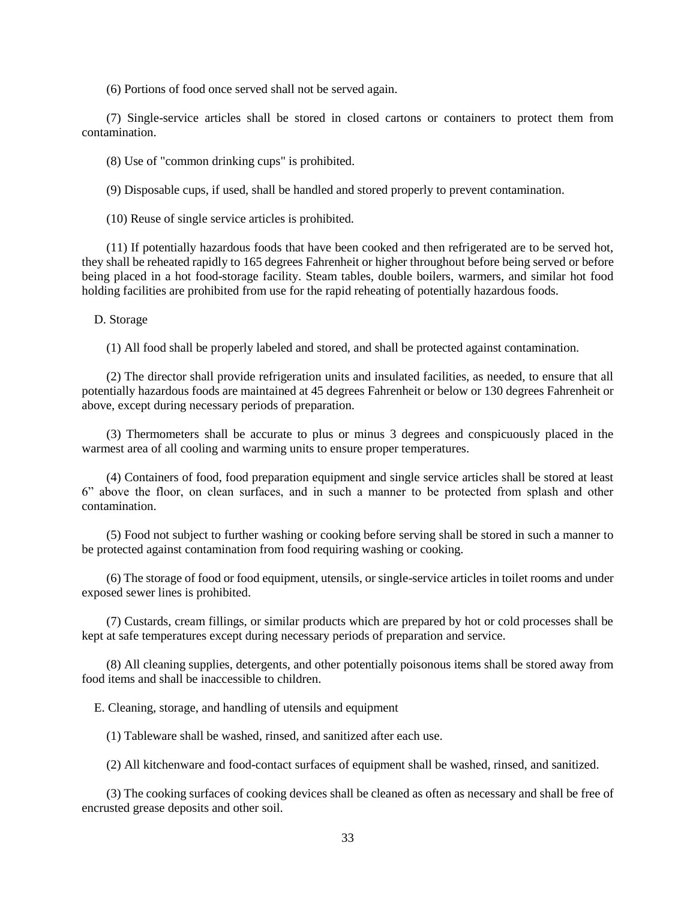(6) Portions of food once served shall not be served again.

(7) Single-service articles shall be stored in closed cartons or containers to protect them from contamination.

(8) Use of "common drinking cups" is prohibited.

(9) Disposable cups, if used, shall be handled and stored properly to prevent contamination.

(10) Reuse of single service articles is prohibited.

(11) If potentially hazardous foods that have been cooked and then refrigerated are to be served hot, they shall be reheated rapidly to 165 degrees Fahrenheit or higher throughout before being served or before being placed in a hot food-storage facility. Steam tables, double boilers, warmers, and similar hot food holding facilities are prohibited from use for the rapid reheating of potentially hazardous foods.

D. Storage

(1) All food shall be properly labeled and stored, and shall be protected against contamination.

(2) The director shall provide refrigeration units and insulated facilities, as needed, to ensure that all potentially hazardous foods are maintained at 45 degrees Fahrenheit or below or 130 degrees Fahrenheit or above, except during necessary periods of preparation.

(3) Thermometers shall be accurate to plus or minus 3 degrees and conspicuously placed in the warmest area of all cooling and warming units to ensure proper temperatures.

(4) Containers of food, food preparation equipment and single service articles shall be stored at least 6” above the floor, on clean surfaces, and in such a manner to be protected from splash and other contamination.

(5) Food not subject to further washing or cooking before serving shall be stored in such a manner to be protected against contamination from food requiring washing or cooking.

(6) The storage of food or food equipment, utensils, or single-service articles in toilet rooms and under exposed sewer lines is prohibited.

(7) Custards, cream fillings, or similar products which are prepared by hot or cold processes shall be kept at safe temperatures except during necessary periods of preparation and service.

(8) All cleaning supplies, detergents, and other potentially poisonous items shall be stored away from food items and shall be inaccessible to children.

E. Cleaning, storage, and handling of utensils and equipment

(1) Tableware shall be washed, rinsed, and sanitized after each use.

(2) All kitchenware and food-contact surfaces of equipment shall be washed, rinsed, and sanitized.

(3) The cooking surfaces of cooking devices shall be cleaned as often as necessary and shall be free of encrusted grease deposits and other soil.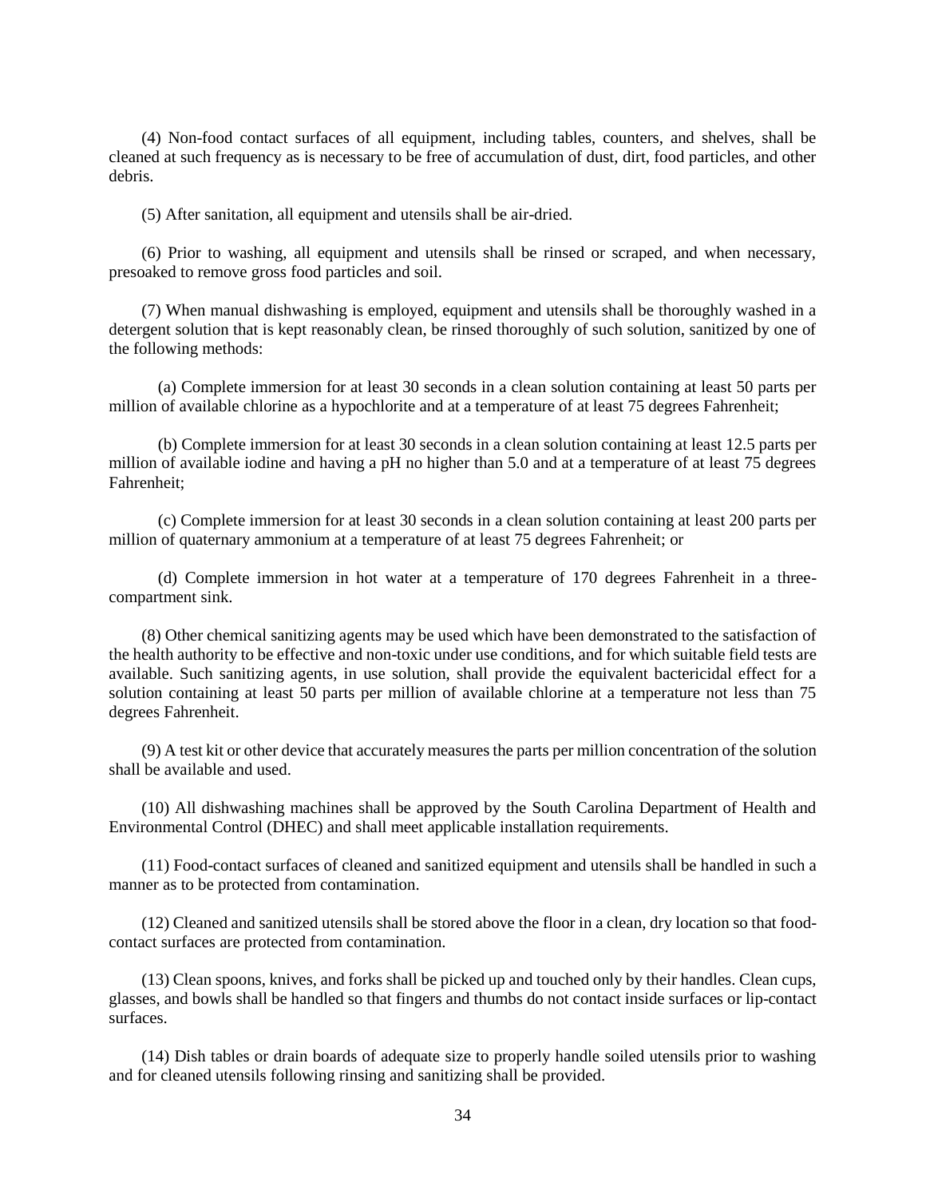(4) Non-food contact surfaces of all equipment, including tables, counters, and shelves, shall be cleaned at such frequency as is necessary to be free of accumulation of dust, dirt, food particles, and other debris.

(5) After sanitation, all equipment and utensils shall be air-dried.

(6) Prior to washing, all equipment and utensils shall be rinsed or scraped, and when necessary, presoaked to remove gross food particles and soil.

(7) When manual dishwashing is employed, equipment and utensils shall be thoroughly washed in a detergent solution that is kept reasonably clean, be rinsed thoroughly of such solution, sanitized by one of the following methods:

(a) Complete immersion for at least 30 seconds in a clean solution containing at least 50 parts per million of available chlorine as a hypochlorite and at a temperature of at least 75 degrees Fahrenheit;

(b) Complete immersion for at least 30 seconds in a clean solution containing at least 12.5 parts per million of available iodine and having a pH no higher than 5.0 and at a temperature of at least 75 degrees Fahrenheit;

(c) Complete immersion for at least 30 seconds in a clean solution containing at least 200 parts per million of quaternary ammonium at a temperature of at least 75 degrees Fahrenheit; or

(d) Complete immersion in hot water at a temperature of 170 degrees Fahrenheit in a three-compartment sink.

(8) Other chemical sanitizing agents may be used which have been demonstrated to the satisfaction of the health authority to be effective and non-toxic under use conditions, and for which suitable field tests are available. Such sanitizing agents, in use solution, shall provide the equivalent bactericidal effect for a solution containing at least 50 parts per million of available chlorine at a temperature not less than 75 degrees Fahrenheit.

(9) A test kit or other device that accurately measures the parts per million concentration of the solution shall be available and used.

(10) All dishwashing machines shall be approved by the South Carolina Department of Health and Environmental Control (DHEC) and shall meet applicable installation requirements.

(11) Food-contact surfaces of cleaned and sanitized equipment and utensils shall be handled in such a manner as to be protected from contamination.

(12) Cleaned and sanitized utensils shall be stored above the floor in a clean, dry location so that food-contact surfaces are protected from contamination.

(13) Clean spoons, knives, and forks shall be picked up and touched only by their handles. Clean cups, glasses, and bowls shall be handled so that fingers and thumbs do not contact inside surfaces or lip-contact surfaces.

(14) Dish tables or drain boards of adequate size to properly handle soiled utensils prior to washing and for cleaned utensils following rinsing and sanitizing shall be provided.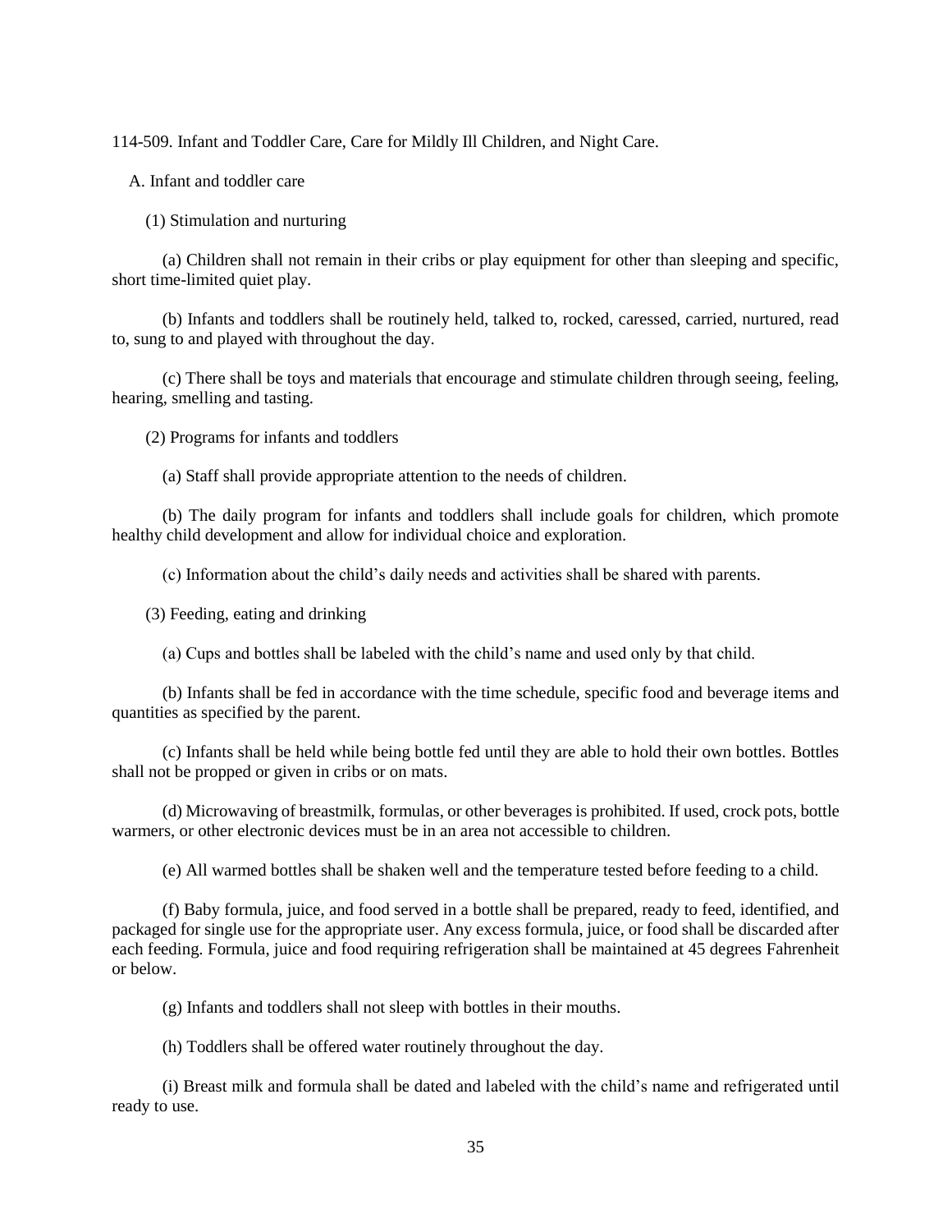114-509. Infant and Toddler Care, Care for Mildly Ill Children, and Night Care.

A. Infant and toddler care

(1) Stimulation and nurturing

(a) Children shall not remain in their cribs or play equipment for other than sleeping and specific, short time-limited quiet play.

(b) Infants and toddlers shall be routinely held, talked to, rocked, caressed, carried, nurtured, read to, sung to and played with throughout the day.

(c) There shall be toys and materials that encourage and stimulate children through seeing, feeling, hearing, smelling and tasting.

(2) Programs for infants and toddlers

(a) Staff shall provide appropriate attention to the needs of children.

(b) The daily program for infants and toddlers shall include goals for children, which promote healthy child development and allow for individual choice and exploration.

(c) Information about the child's daily needs and activities shall be shared with parents.

(3) Feeding, eating and drinking

(a) Cups and bottles shall be labeled with the child's name and used only by that child.

(b) Infants shall be fed in accordance with the time schedule, specific food and beverage items and quantities as specified by the parent.

(c) Infants shall be held while being bottle fed until they are able to hold their own bottles. Bottles shall not be propped or given in cribs or on mats.

(d) Microwaving of breastmilk, formulas, or other beverages is prohibited. If used, crock pots, bottle warmers, or other electronic devices must be in an area not accessible to children.

(e) All warmed bottles shall be shaken well and the temperature tested before feeding to a child.

(f) Baby formula, juice, and food served in a bottle shall be prepared, ready to feed, identified, and packaged for single use for the appropriate user. Any excess formula, juice, or food shall be discarded after each feeding. Formula, juice and food requiring refrigeration shall be maintained at 45 degrees Fahrenheit or below.

(g) Infants and toddlers shall not sleep with bottles in their mouths.

(h) Toddlers shall be offered water routinely throughout the day.

(i) Breast milk and formula shall be dated and labeled with the child's name and refrigerated until ready to use.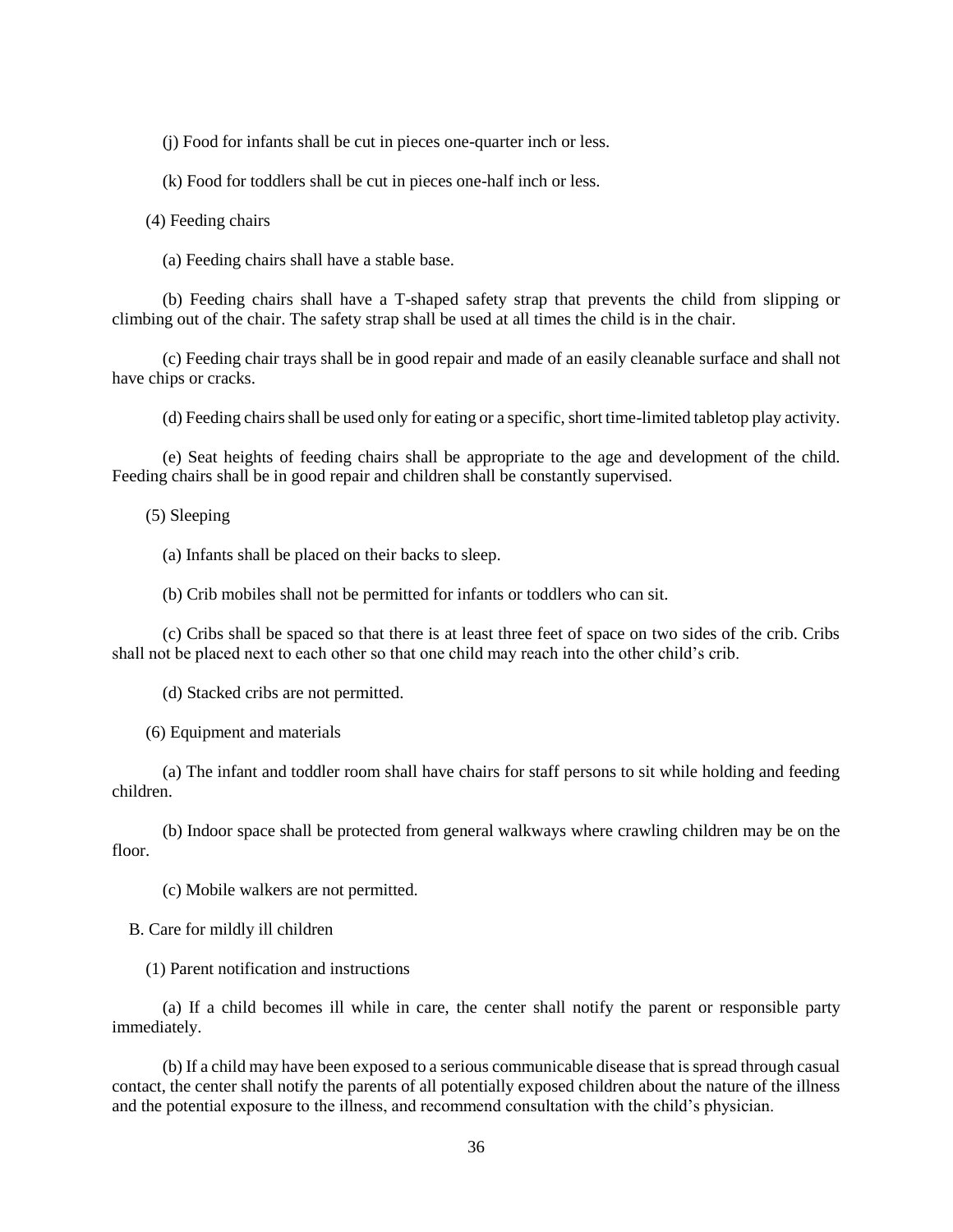(j) Food for infants shall be cut in pieces one-quarter inch or less.

(k) Food for toddlers shall be cut in pieces one-half inch or less.

(4) Feeding chairs

(a) Feeding chairs shall have a stable base.

(b) Feeding chairs shall have a T-shaped safety strap that prevents the child from slipping or climbing out of the chair. The safety strap shall be used at all times the child is in the chair.

(c) Feeding chair trays shall be in good repair and made of an easily cleanable surface and shall not have chips or cracks.

(d) Feeding chairs shall be used only for eating or a specific, short time-limited tabletop play activity.

(e) Seat heights of feeding chairs shall be appropriate to the age and development of the child. Feeding chairs shall be in good repair and children shall be constantly supervised.

(5) Sleeping

(a) Infants shall be placed on their backs to sleep.

(b) Crib mobiles shall not be permitted for infants or toddlers who can sit.

(c) Cribs shall be spaced so that there is at least three feet of space on two sides of the crib. Cribs shall not be placed next to each other so that one child may reach into the other child's crib.

(d) Stacked cribs are not permitted.

(6) Equipment and materials

(a) The infant and toddler room shall have chairs for staff persons to sit while holding and feeding children.

(b) Indoor space shall be protected from general walkways where crawling children may be on the floor.

(c) Mobile walkers are not permitted.

B. Care for mildly ill children

(1) Parent notification and instructions

(a) If a child becomes ill while in care, the center shall notify the parent or responsible party immediately.

(b) If a child may have been exposed to a serious communicable disease that is spread through casual contact, the center shall notify the parents of all potentially exposed children about the nature of the illness and the potential exposure to the illness, and recommend consultation with the child's physician.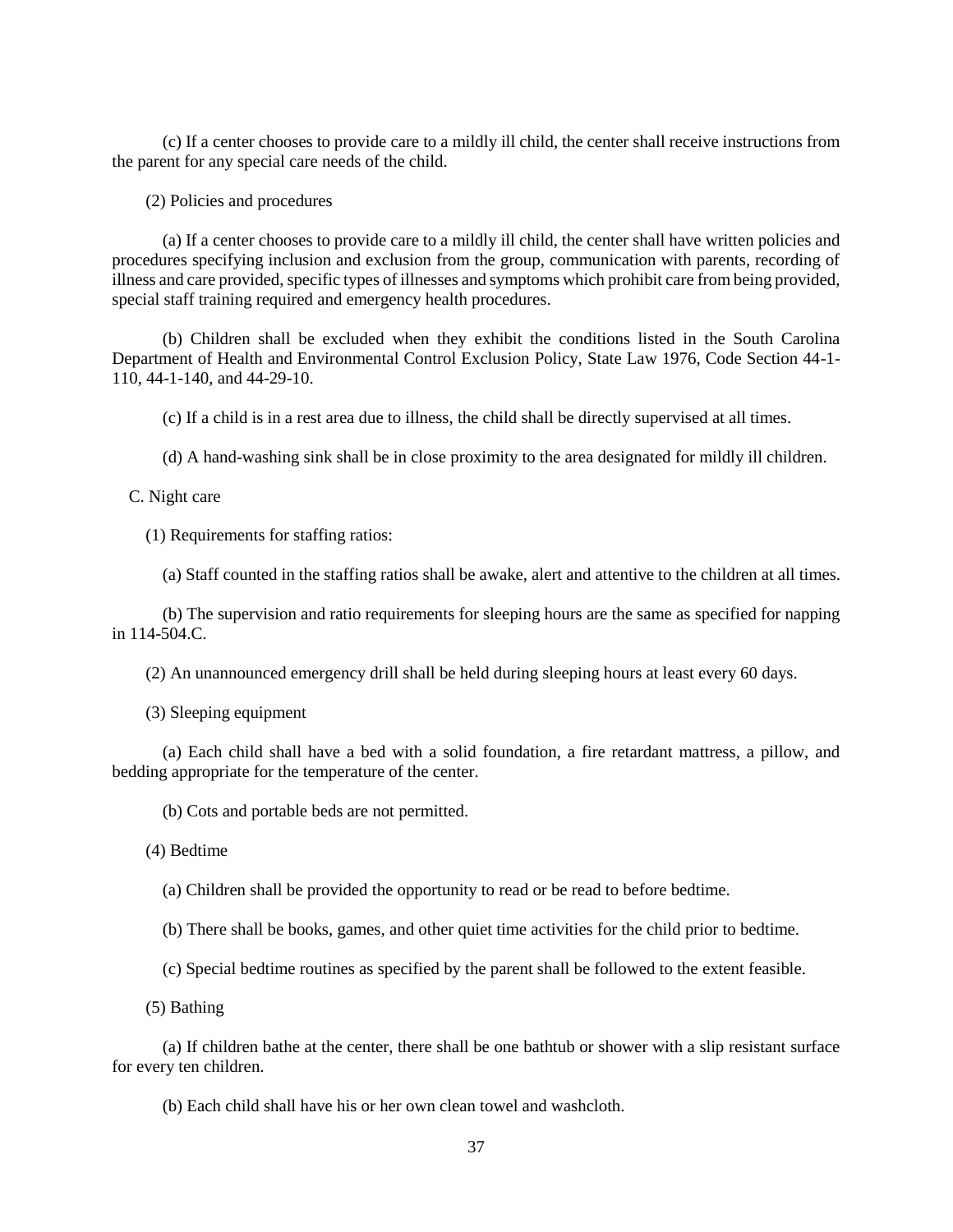(c) If a center chooses to provide care to a mildly ill child, the center shall receive instructions from the parent for any special care needs of the child.

(2) Policies and procedures

(a) If a center chooses to provide care to a mildly ill child, the center shall have written policies and procedures specifying inclusion and exclusion from the group, communication with parents, recording of illness and care provided, specific types of illnesses and symptoms which prohibit care from being provided, special staff training required and emergency health procedures.

(b) Children shall be excluded when they exhibit the conditions listed in the South Carolina Department of Health and Environmental Control Exclusion Policy, State Law 1976, Code Section 44-1-110, 44-1-140, and 44-29-10.

(c) If a child is in a rest area due to illness, the child shall be directly supervised at all times.

(d) A hand-washing sink shall be in close proximity to the area designated for mildly ill children.

C. Night care

(1) Requirements for staffing ratios:

(a) Staff counted in the staffing ratios shall be awake, alert and attentive to the children at all times.

(b) The supervision and ratio requirements for sleeping hours are the same as specified for napping in 114-504.C.

(2) An unannounced emergency drill shall be held during sleeping hours at least every 60 days.

(3) Sleeping equipment

(a) Each child shall have a bed with a solid foundation, a fire retardant mattress, a pillow, and bedding appropriate for the temperature of the center.

(b) Cots and portable beds are not permitted.

(4) Bedtime

(a) Children shall be provided the opportunity to read or be read to before bedtime.

(b) There shall be books, games, and other quiet time activities for the child prior to bedtime.

(c) Special bedtime routines as specified by the parent shall be followed to the extent feasible.

(5) Bathing

(a) If children bathe at the center, there shall be one bathtub or shower with a slip resistant surface for every ten children.

(b) Each child shall have his or her own clean towel and washcloth.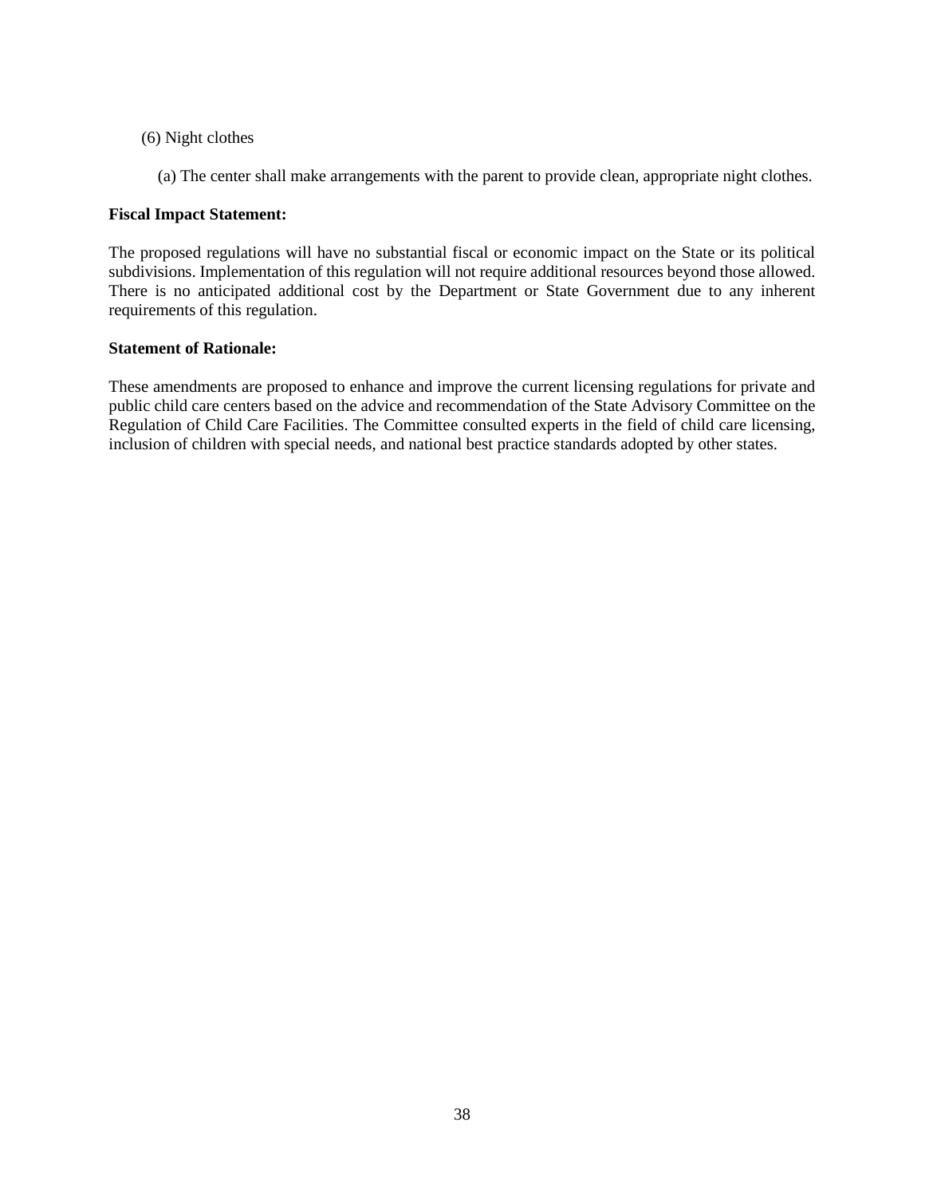(6) Night clothes

(a) The center shall make arrangements with the parent to provide clean, appropriate night clothes.

**Fiscal Impact Statement:**

The proposed regulations will have no substantial fiscal or economic impact on the State or its political subdivisions. Implementation of this regulation will not require additional resources beyond those allowed. There is no anticipated additional cost by the Department or State Government due to any inherent requirements of this regulation.

**Statement of Rationale:**

These amendments are proposed to enhance and improve the current licensing regulations for private and public child care centers based on the advice and recommendation of the State Advisory Committee on the Regulation of Child Care Facilities. The Committee consulted experts in the field of child care licensing, inclusion of children with special needs, and national best practice standards adopted by other states.